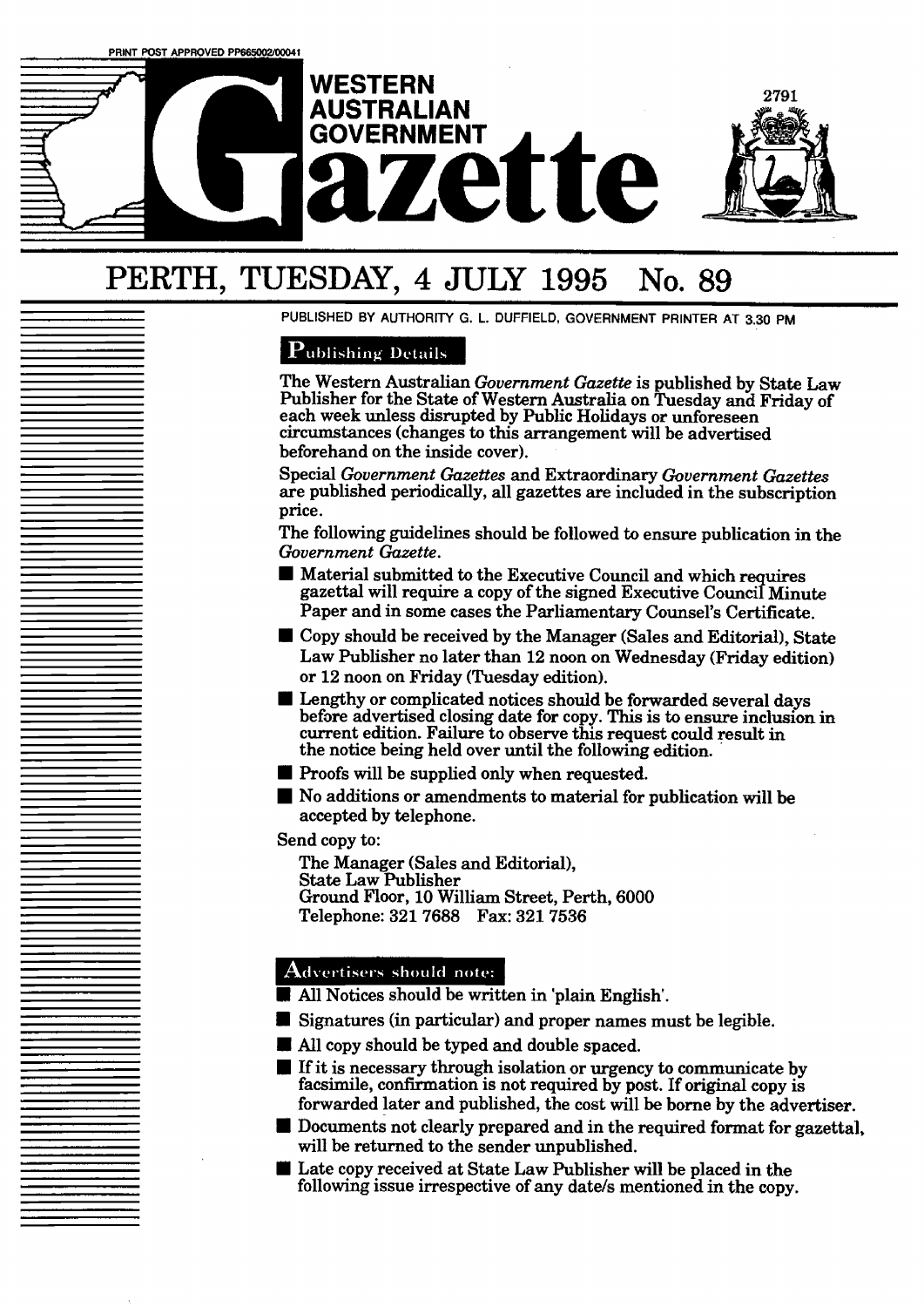PRINT POST APPROVED PP665002/00041

# WESTERN AUSTRALIAN GOVERNMENT Gazette

# PERTH, TUESDAY, 4 JULY 1995 No. 89

PUBLISHED BY AUTHORITY G. L. DUFFIELD, GOVERNMENT PRINTER AT 3.30 PM

## Publishing Details

The Western Australian *Government Gazette* is published by State Law Publisher for the State of Western Australia on Tuesday and Friday of each week unless disrupted by Public Holidays or unforeseen circumstances (changes to this arrangement will be advertised beforehand on the inside cover).

Special *Government Gazettes* and Extraordinary *Government Gazettes* are published periodically, all gazettes are included in the subscription price.

The following guidelines should be followed to ensure publication in the *Government Gazette*.

- Material submitted to the Executive Council and which requires gazettal will require a copy of the signed Executive Council Minute Paper and in some cases the Parliamentary Counsel's Certificate.
- Copy should be received by the Manager (Sales and Editorial), State Law Publisher no later than 12 noon on Wednesday (Friday edition) or 12 noon on Friday (Tuesday edition).
- Lengthy or complicated notices should be forwarded several days before advertised closing date for copy. This is to ensure inclusion in current edition. Failure to observe this request could result in the notice being held over until the following edition.
- Proofs will be supplied only when requested.
- No additions or amendments to material for publication will be accepted by telephone.

Send copy to:

The Manager (Sales and Editorial),
State Law Publisher
Ground Floor, 10 William Street, Perth, 6000
Telephone: 321 7688 Fax: 321 7536

## Advertisers should note:

- All Notices should be written in 'plain English'.
- Signatures (in particular) and proper names must be legible.
- All copy should be typed and double spaced.
- If it is necessary through isolation or urgency to communicate by facsimile, confirmation is not required by post. If original copy is forwarded later and published, the cost will be borne by the advertiser.
- Documents not clearly prepared and in the required format for gazettal, will be returned to the sender unpublished.
- Late copy received at State Law Publisher will be placed in the following issue irrespective of any date/s mentioned in the copy.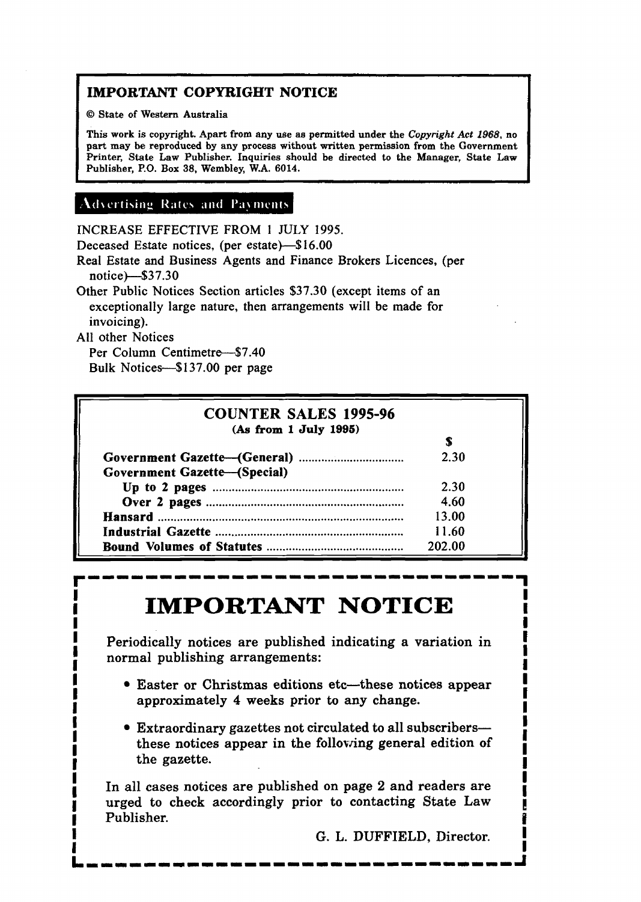## IMPORTANT COPYRIGHT NOTICE

© State of Western Australia

This work is copyright. Apart from any use as permitted under the *Copyright Act 1968*, no part may be reproduced by any process without written permission from the Government Printer, State Law Publisher. Inquiries should be directed to the Manager, State Law Publisher, P.O. Box 38, Wembley, W.A. 6014.

## Advertising Rates and Payments

INCREASE EFFECTIVE FROM 1 JULY 1995.

Deceased Estate notices, (per estate)—$16.00

Real Estate and Business Agents and Finance Brokers Licences, (per notice)—$37.30

Other Public Notices Section articles $37.30 (except items of an exceptionally large nature, then arrangements will be made for invoicing).

All other Notices

Per Column Centimetre—$7.40

Bulk Notices—$137.00 per page

## COUNTER SALES 1995-96

**(As from 1 July 1995)**

| | $ |
|---|---|
| **Government Gazette—(General)** | 2.30 |
| **Government Gazette—(Special)** | |
| **Up to 2 pages** | 2.30 |
| **Over 2 pages** | 4.60 |
| **Hansard** | 13.00 |
| **Industrial Gazette** | 11.60 |
| **Bound Volumes of Statutes** | 202.00 |

# IMPORTANT NOTICE

Periodically notices are published indicating a variation in normal publishing arrangements:

- Easter or Christmas editions etc—these notices appear approximately 4 weeks prior to any change.
- Extraordinary gazettes not circulated to all subscribers—these notices appear in the following general edition of the gazette.

In all cases notices are published on page 2 and readers are urged to check accordingly prior to contacting State Law Publisher.

G. L. DUFFIELD, Director.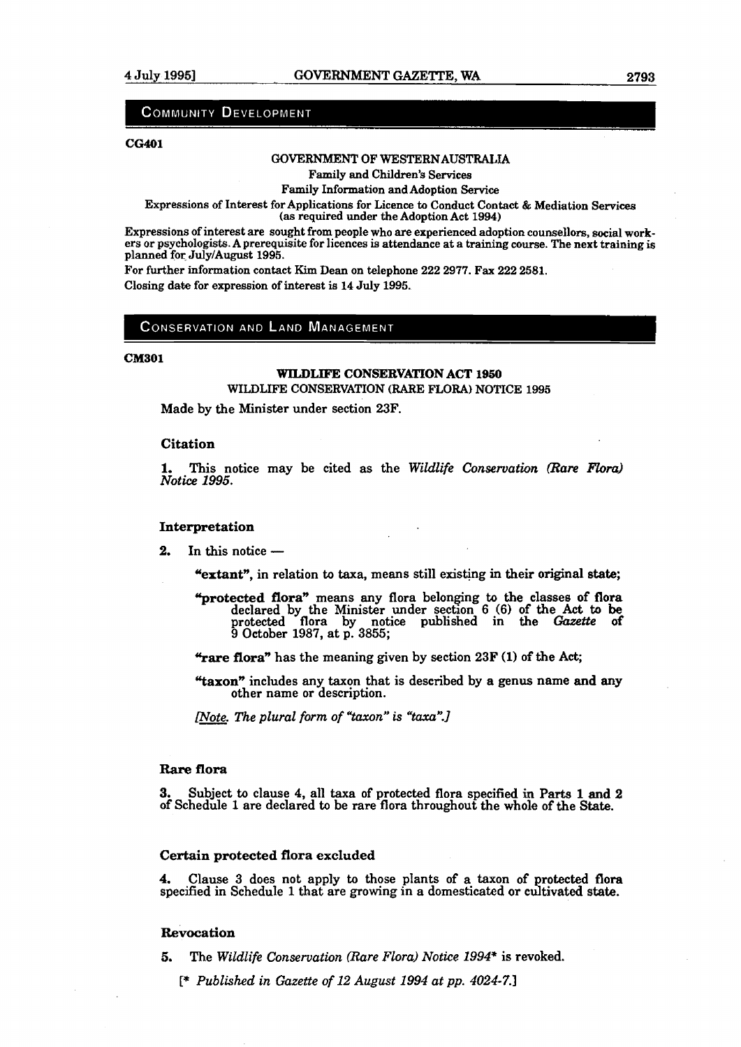## COMMUNITY DEVELOPMENT

**CG401**

GOVERNMENT OF WESTERN AUSTRALIA

Family and Children's Services

Family Information and Adoption Service

Expressions of Interest for Applications for Licence to Conduct Contact & Mediation Services (as required under the Adoption Act 1994)

Expressions of interest are sought from people who are experienced adoption counsellors, social workers or psychologists. A prerequisite for licences is attendance at a training course. The next training is planned for July/August 1995.

For further information contact Kim Dean on telephone 222 2977. Fax 222 2581.

Closing date for expression of interest is 14 July 1995.

## CONSERVATION AND LAND MANAGEMENT

**CM301**

**WILDLIFE CONSERVATION ACT 1950**

WILDLIFE CONSERVATION (RARE FLORA) NOTICE 1995

Made by the Minister under section 23F.

### Citation

1. This notice may be cited as the *Wildlife Conservation (Rare Flora) Notice 1995*.

### Interpretation

2. In this notice —

**"extant"**, in relation to taxa, means still existing in their original state;

**"protected flora"** means any flora belonging to the classes of flora declared by the Minister under section 6 (6) of the Act to be protected flora by notice published in the *Gazette* of 9 October 1987, at p. 3855;

**"rare flora"** has the meaning given by section 23F (1) of the Act;

**"taxon"** includes any taxon that is described by a genus name and any other name or description.

*[Note. The plural form of "taxon" is "taxa".]*

### Rare flora

3. Subject to clause 4, all taxa of protected flora specified in Parts 1 and 2 of Schedule 1 are declared to be rare flora throughout the whole of the State.

### Certain protected flora excluded

4. Clause 3 does not apply to those plants of a taxon of protected flora specified in Schedule 1 that are growing in a domesticated or cultivated state.

### Revocation

5. The *Wildlife Conservation (Rare Flora) Notice 1994\** is revoked.

[\* *Published in Gazette of 12 August 1994 at pp. 4024-7.*]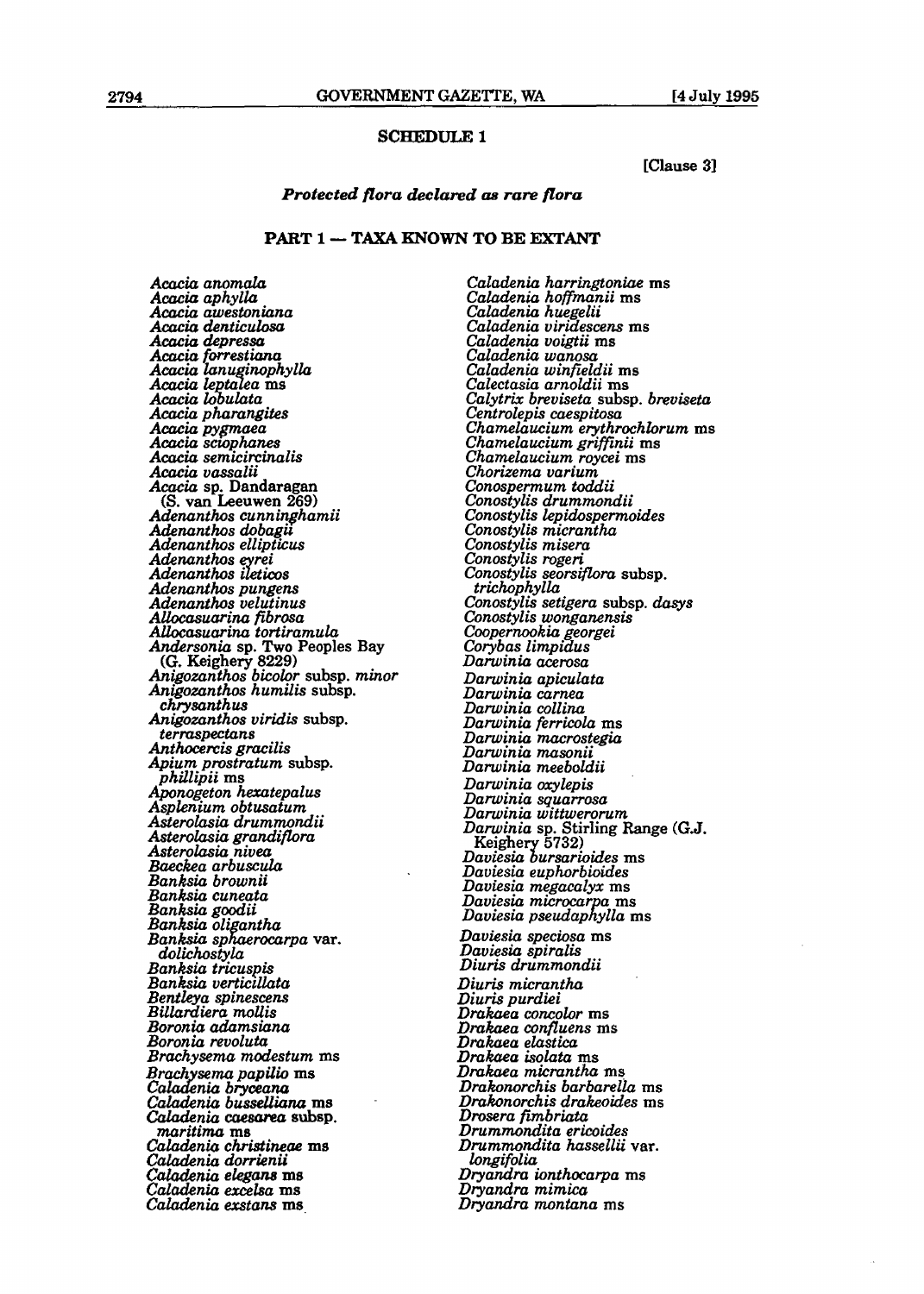## SCHEDULE 1

[Clause 3]

### *Protected flora declared as rare flora*

### PART 1 — TAXA KNOWN TO BE EXTANT

*Acacia anomala*
*Acacia aphylla*
*Acacia awestoniana*
*Acacia denticulosa*
*Acacia depressa*
*Acacia forrestiana*
*Acacia lanuginophylla*
*Acacia leptalea* ms
*Acacia lobulata*
*Acacia pharangites*
*Acacia pygmaea*
*Acacia sciophanes*
*Acacia semicircinalis*
*Acacia vassalii*
*Acacia* sp. Dandaragan (S. van Leeuwen 269)
*Adenanthos cunninghamii*
*Adenanthos dobagii*
*Adenanthos ellipticus*
*Adenanthos eyrei*
*Adenanthos ileticos*
*Adenanthos pungens*
*Adenanthos velutinus*
*Allocasuarina fibrosa*
*Allocasuarina tortiramula*
*Andersonia* sp. Two Peoples Bay (G. Keighery 8229)
*Anigozanthos bicolor* subsp. *minor*
*Anigozanthos humilis* subsp. *chrysanthus*
*Anigozanthos viridis* subsp. *terraspectans*
*Anthocercis gracilis*
*Apium prostratum* subsp. *phillipii* ms
*Aponogeton hexatepalus*
*Asplenium obtusatum*
*Asterolasia drummondii*
*Asterolasia grandiflora*
*Asterolasia nivea*
*Baeckea arbuscula*
*Banksia brownii*
*Banksia cuneata*
*Banksia goodii*
*Banksia oligantha*
*Banksia sphaerocarpa* var. *dolichostyla*
*Banksia tricuspis*
*Banksia verticillata*
*Bentleya spinescens*
*Billardiera mollis*
*Boronia adamsiana*
*Boronia revoluta*
*Brachysema modestum* ms
*Brachysema papilio* ms
*Caladenia bryceana*
*Caladenia busselliana* ms
*Caladenia caesarea* subsp. *maritima* ms
*Caladenia christineae* ms
*Caladenia dorrienii*
*Caladenia elegans* ms
*Caladenia excelsa* ms
*Caladenia exstans* ms
*Caladenia harringtoniae* ms
*Caladenia hoffmanii* ms
*Caladenia huegelii*
*Caladenia viridescens* ms
*Caladenia voigtii* ms
*Caladenia wanosa*
*Caladenia winfieldii* ms
*Calectasia arnoldii* ms
*Calytrix breviseta* subsp. *breviseta*
*Centrolepis caespitosa*
*Chamelaucium erythrochlorum* ms
*Chamelaucium griffinii* ms
*Chamelaucium roycei* ms
*Chorizema varium*
*Conospermum toddii*
*Conostylis drummondii*
*Conostylis lepidospermoides*
*Conostylis micrantha*
*Conostylis misera*
*Conostylis rogeri*
*Conostylis seorsiflora* subsp. *trichophylla*
*Conostylis setigera* subsp. *dasys*
*Conostylis wonganensis*
*Coopernookia georgei*
*Corybas limpidus*
*Darwinia acerosa*
*Darwinia apiculata*
*Darwinia carnea*
*Darwinia collina*
*Darwinia ferricola* ms
*Darwinia macrostegia*
*Darwinia masonii*
*Darwinia meeboldii*
*Darwinia oxylepis*
*Darwinia squarrosa*
*Darwinia wittwerorum*
*Darwinia* sp. Stirling Range (G.J. Keighery 5732)
*Daviesia bursarioides* ms
*Daviesia euphorbioides*
*Daviesia megacalyx* ms
*Daviesia microcarpa* ms
*Daviesia pseudaphylla* ms
*Daviesia speciosa* ms
*Daviesia spiralis*
*Diuris drummondii*
*Diuris micrantha*
*Diuris purdiei*
*Drakaea concolor* ms
*Drakaea confluens* ms
*Drakaea elastica*
*Drakaea isolata* ms
*Drakaea micrantha* ms
*Drakonorchis barbarella* ms
*Drakonorchis drakeoides* ms
*Drosera fimbriata*
*Drummondita ericoides*
*Drummondita hassellii* var. *longifolia*
*Dryandra ionthocarpa* ms
*Dryandra mimica*
*Dryandra montana* ms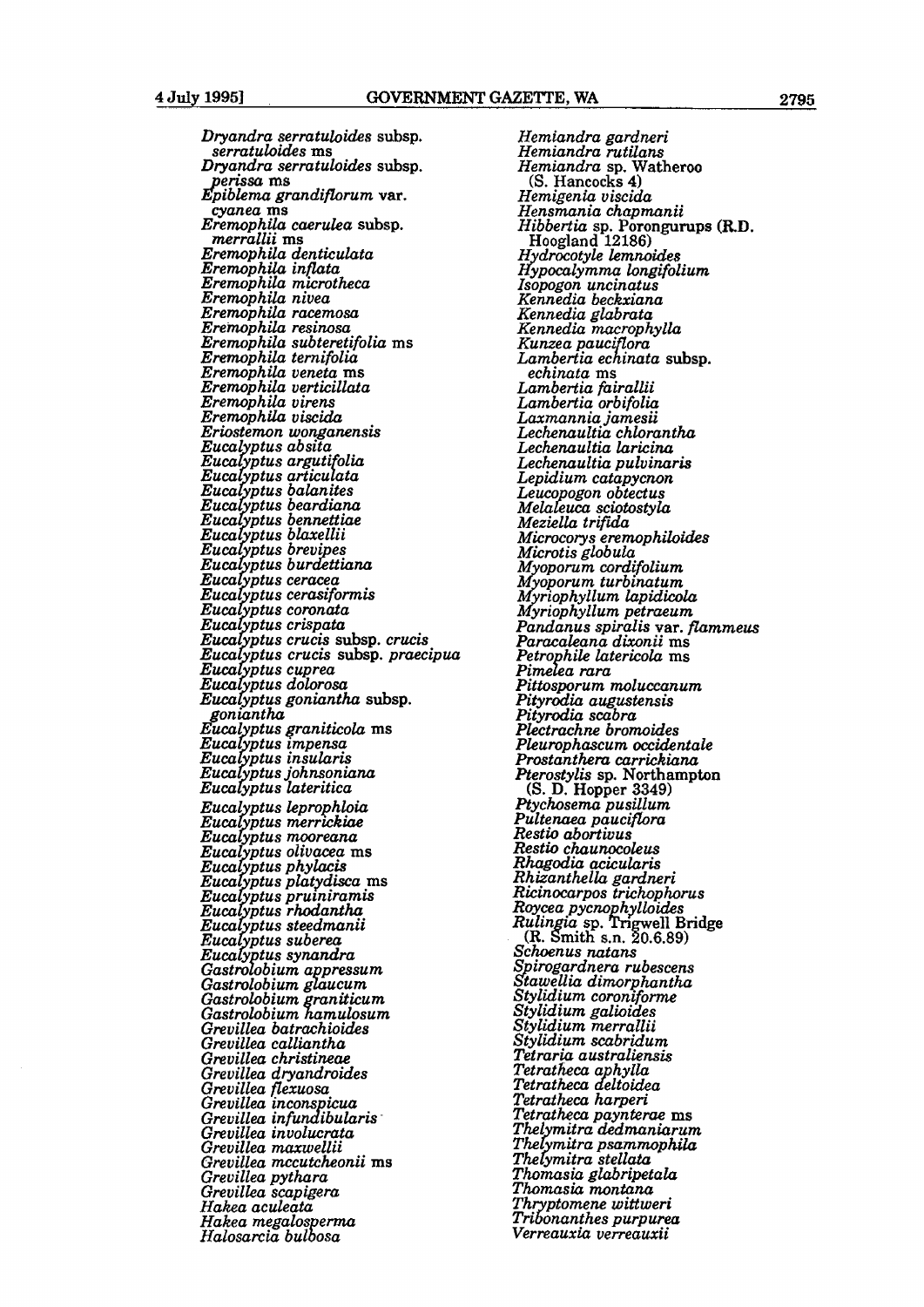*Dryandra serratuloides* subsp. *serratuloides* ms
*Dryandra serratuloides* subsp. *perissa* ms
*Epiblema grandiflorum* var. *cyanea* ms
*Eremophila caerulea* subsp. *merrallii* ms
*Eremophila denticulata*
*Eremophila inflata*
*Eremophila microtheca*
*Eremophila nivea*
*Eremophila racemosa*
*Eremophila resinosa*
*Eremophila subteretifolia* ms
*Eremophila ternifolia*
*Eremophila veneta* ms
*Eremophila verticillata*
*Eremophila virens*
*Eremophila viscida*
*Eriostemon wonganensis*
*Eucalyptus absita*
*Eucalyptus argutifolia*
*Eucalyptus articulata*
*Eucalyptus balanites*
*Eucalyptus beardiana*
*Eucalyptus bennettiae*
*Eucalyptus blaxellii*
*Eucalyptus brevipes*
*Eucalyptus burdettiana*
*Eucalyptus ceracea*
*Eucalyptus cerasiformis*
*Eucalyptus coronata*
*Eucalyptus crispata*
*Eucalyptus crucis* subsp. *crucis*
*Eucalyptus crucis* subsp. *praecipua*
*Eucalyptus cuprea*
*Eucalyptus dolorosa*
*Eucalyptus goniantha* subsp. *goniantha*
*Eucalyptus graniticola* ms
*Eucalyptus impensa*
*Eucalyptus insularis*
*Eucalyptus johnsoniana*
*Eucalyptus lateritica*
*Eucalyptus leprophloia*
*Eucalyptus merrickiae*
*Eucalyptus mooreana*
*Eucalyptus olivacea* ms
*Eucalyptus phylacis*
*Eucalyptus platydisca* ms
*Eucalyptus pruiniramis*
*Eucalyptus rhodantha*
*Eucalyptus steedmanii*
*Eucalyptus suberea*
*Eucalyptus synandra*
*Gastrolobium appressum*
*Gastrolobium glaucum*
*Gastrolobium graniticum*
*Gastrolobium hamulosum*
*Grevillea batrachioides*
*Grevillea calliantha*
*Grevillea christineae*
*Grevillea dryandroides*
*Grevillea flexuosa*
*Grevillea inconspicua*
*Grevillea infundibularis*
*Grevillea involucrata*
*Grevillea maxwellii*
*Grevillea mccutcheonii* ms
*Grevillea pythara*
*Grevillea scapigera*
*Hakea aculeata*
*Hakea megalosperma*
*Halosarcia bulbosa*
*Hemiandra gardneri*
*Hemiandra rutilans*
*Hemiandra* sp. Watheroo (S. Hancocks 4)
*Hemigenia viscida*
*Hensmania chapmanii*
*Hibbertia* sp. Porongurups (R.D. Hoogland 12186)
*Hydrocotyle lemnoides*
*Hypocalymma longifolium*
*Isopogon uncinatus*
*Kennedia beckxiana*
*Kennedia glabrata*
*Kennedia macrophylla*
*Kunzea pauciflora*
*Lambertia echinata* subsp. *echinata* ms
*Lambertia fairallii*
*Lambertia orbifolia*
*Laxmannia jamesii*
*Lechenaultia chlorantha*
*Lechenaultia laricina*
*Lechenaultia pulvinaris*
*Lepidium catapycnon*
*Leucopogon obtectus*
*Melaleuca sciotostyla*
*Meziella trifida*
*Microcorys eremophiloides*
*Microtis globula*
*Myoporum cordifolium*
*Myoporum turbinatum*
*Myriophyllum lapidicola*
*Myriophyllum petraeum*
*Pandanus spiralis* var. *flammeus*
*Paracaleana dixonii* ms
*Petrophile latericola* ms
*Pimelea rara*
*Pittosporum moluccanum*
*Pityrodia augustensis*
*Pityrodia scabra*
*Plectrachne bromoides*
*Pleurophascum occidentale*
*Prostanthera carrickiana*
*Pterostylis* sp. Northampton (S. D. Hopper 3349)
*Ptychosema pusillum*
*Pultenaea pauciflora*
*Restio abortivus*
*Restio chaunocoleus*
*Rhagodia acicularis*
*Rhizanthella gardneri*
*Ricinocarpos trichophorus*
*Roycea pycnophylloides*
*Rulingia* sp. Trigwell Bridge (R. Smith s.n. 20.6.89)
*Schoenus natans*
*Spirogardnera rubescens*
*Stawellia dimorphantha*
*Stylidium coroniforme*
*Stylidium galioides*
*Stylidium merrallii*
*Stylidium scabridum*
*Tetraria australiensis*
*Tetratheca aphylla*
*Tetratheca deltoidea*
*Tetratheca harperi*
*Tetratheca paynterae* ms
*Thelymitra dedmaniarum*
*Thelymitra psammophila*
*Thelymitra stellata*
*Thomasia glabripetala*
*Thomasia montana*
*Thryptomene wittweri*
*Tribonanthes purpurea*
*Verreauxia verreauxii*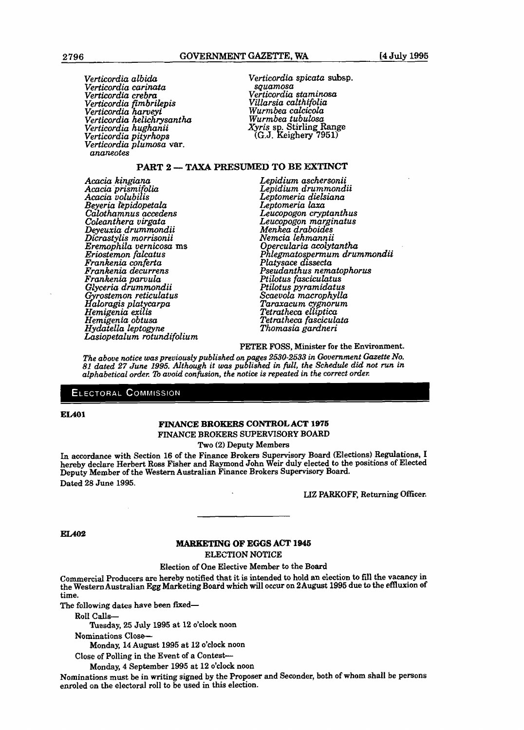*Verticordia albida*
*Verticordia carinata*
*Verticordia crebra*
*Verticordia fimbrilepis*
*Verticordia harveyi*
*Verticordia helichrysantha*
*Verticordia hughanii*
*Verticordia pityrhops*
*Verticordia plumosa* var. *ananeotes*
*Verticordia spicata* subsp. *squamosa*
*Verticordia staminosa*
*Villarsia calthifolia*
*Wurmbea calcicola*
*Wurmbea tubulosa*
*Xyris* sp. Stirling Range (G.J. Keighery 7951)

## PART 2 — TAXA PRESUMED TO BE EXTINCT

*Acacia kingiana*
*Acacia prismifolia*
*Acacia volubilis*
*Beyeria lepidopetala*
*Calothamnus accedens*
*Coleanthera virgata*
*Deyeuxia drummondii*
*Dicrastylis morrisonii*
*Eremophila vernicosa* ms
*Eriostemon falcatus*
*Frankenia conferta*
*Frankenia decurrens*
*Frankenia parvula*
*Glyceria drummondii*
*Gyrostemon reticulatus*
*Haloragis platycarpa*
*Hemigenia exilis*
*Hemigenia obtusa*
*Hydatella leptogyne*
*Lasiopetalum rotundifolium*
*Lepidium aschersonii*
*Lepidium drummondii*
*Leptomeria dielsiana*
*Leptomeria laxa*
*Leucopogon cryptanthus*
*Leucopogon marginatus*
*Menkea draboides*
*Nemcia lehmannii*
*Opercularia acolytantha*
*Phlegmatospermum drummondii*
*Platysace dissecta*
*Pseudanthus nematophorus*
*Ptilotus fasciculatus*
*Ptilotus pyramidatus*
*Scaevola macrophylla*
*Taraxacum cygnorum*
*Tetratheca elliptica*
*Tetratheca fasciculata*
*Thomasia gardneri*

PETER FOSS, Minister for the Environment.

*The above notice was previously published on pages 2530-2533 in Government Gazette No. 81 dated 27 June 1995. Although it was published in full, the Schedule did not run in alphabetical order. To avoid confusion, the notice is repeated in the correct order.*

## ELECTORAL COMMISSION

**EL401**

### FINANCE BROKERS CONTROL ACT 1975

FINANCE BROKERS SUPERVISORY BOARD

Two (2) Deputy Members

In accordance with Section 16 of the Finance Brokers Supervisory Board (Elections) Regulations, I hereby declare Herbert Ross Fisher and Raymond John Weir duly elected to the positions of Elected Deputy Member of the Western Australian Finance Brokers Supervisory Board.

Dated 28 June 1995.

LIZ PARKOFF, Returning Officer.

---

**EL402**

### MARKETING OF EGGS ACT 1945

ELECTION NOTICE

Election of One Elective Member to the Board

Commercial Producers are hereby notified that it is intended to hold an election to fill the vacancy in the Western Australian Egg Marketing Board which will occur on 2August 1995 due to the effluxion of time.

The following dates have been fixed—

Roll Calls—

Tuesday, 25 July 1995 at 12 o'clock noon

Nominations Close—

Monday, 14 August 1995 at 12 o'clock noon

Close of Polling in the Event of a Contest—

Monday, 4 September 1995 at 12 o'clock noon

Nominations must be in writing signed by the Proposer and Seconder, both of whom shall be persons enroled on the electoral roll to be used in this election.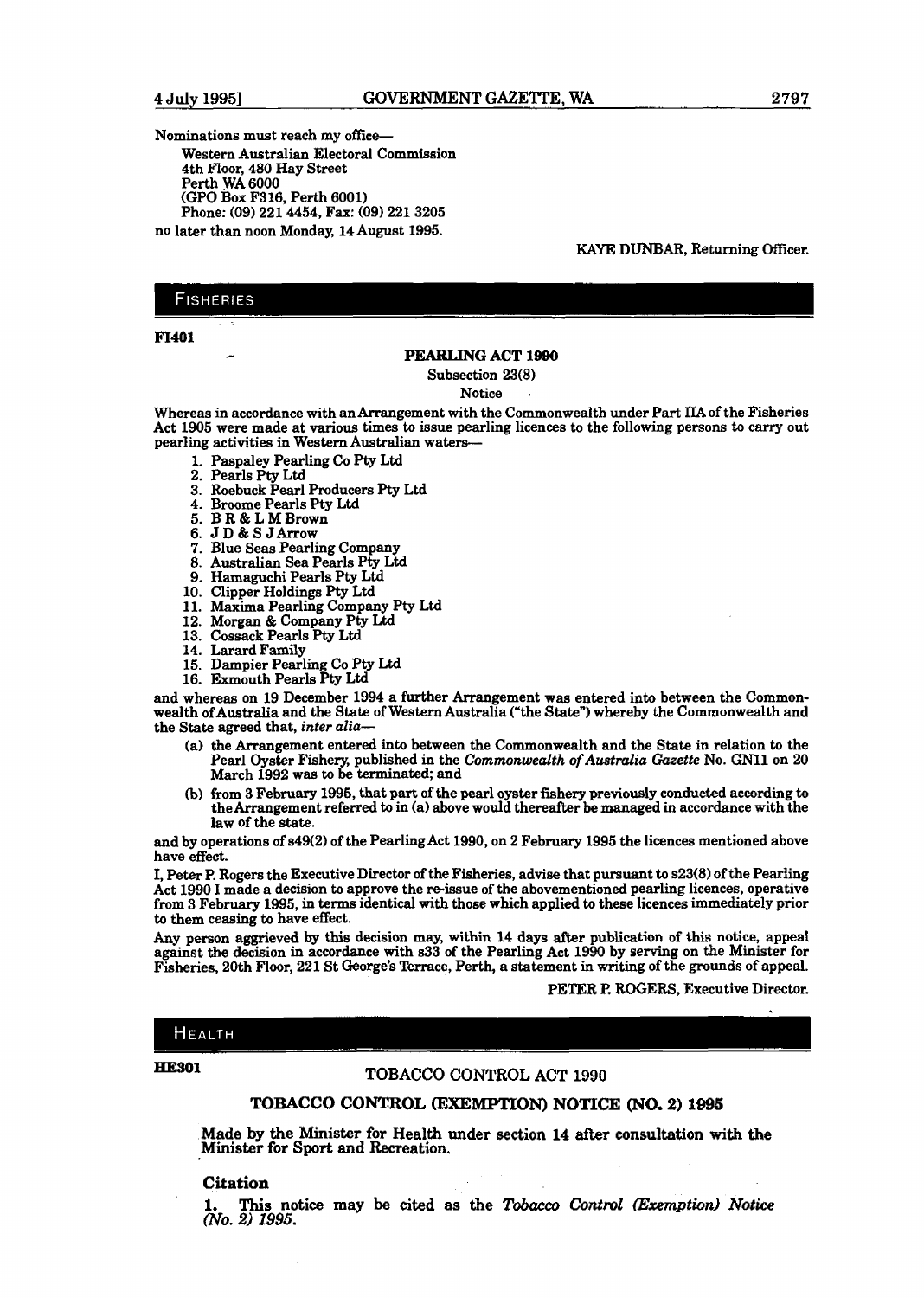Nominations must reach my office—

Western Australian Electoral Commission
4th Floor, 480 Hay Street
Perth WA 6000
(GPO Box F316, Perth 6001)
Phone: (09) 221 4454, Fax: (09) 221 3205

no later than noon Monday, 14 August 1995.

KAYE DUNBAR, Returning Officer.

## FISHERIES

**FI401**

### PEARLING ACT 1990

Subsection 23(8)

Notice

Whereas in accordance with an Arrangement with the Commonwealth under Part IIA of the Fisheries Act 1905 were made at various times to issue pearling licences to the following persons to carry out pearling activities in Western Australian waters—

1. Paspaley Pearling Co Pty Ltd
2. Pearls Pty Ltd
3. Roebuck Pearl Producers Pty Ltd
4. Broome Pearls Pty Ltd
5. B R & L M Brown
6. J D & S J Arrow
7. Blue Seas Pearling Company
8. Australian Sea Pearls Pty Ltd
9. Hamaguchi Pearls Pty Ltd
10. Clipper Holdings Pty Ltd
11. Maxima Pearling Company Pty Ltd
12. Morgan & Company Pty Ltd
13. Cossack Pearls Pty Ltd
14. Larard Family
15. Dampier Pearling Co Pty Ltd
16. Exmouth Pearls Pty Ltd

and whereas on 19 December 1994 a further Arrangement was entered into between the Commonwealth of Australia and the State of Western Australia ("the State") whereby the Commonwealth and the State agreed that, *inter alia*—

(a) the Arrangement entered into between the Commonwealth and the State in relation to the Pearl Oyster Fishery, published in the *Commonwealth of Australia Gazette* No. GN11 on 20 March 1992 was to be terminated; and

(b) from 3 February 1995, that part of the pearl oyster fishery previously conducted according to the Arrangement referred to in (a) above would thereafter be managed in accordance with the law of the state.

and by operations of s49(2) of the Pearling Act 1990, on 2 February 1995 the licences mentioned above have effect.

I, Peter P. Rogers the Executive Director of the Fisheries, advise that pursuant to s23(8) of the Pearling Act 1990 I made a decision to approve the re-issue of the abovementioned pearling licences, operative from 3 February 1995, in terms identical with those which applied to these licences immediately prior to them ceasing to have effect.

Any person aggrieved by this decision may, within 14 days after publication of this notice, appeal against the decision in accordance with s33 of the Pearling Act 1990 by serving on the Minister for Fisheries, 20th Floor, 221 St George's Terrace, Perth, a statement in writing of the grounds of appeal.

PETER P. ROGERS, Executive Director.

## HEALTH

**HE301**

### TOBACCO CONTROL ACT 1990

### TOBACCO CONTROL (EXEMPTION) NOTICE (NO. 2) 1995

**Made by the Minister for Health under section 14 after consultation with the Minister for Sport and Recreation.**

#### Citation

**1.** This notice may be cited as the *Tobacco Control (Exemption) Notice (No. 2) 1995*.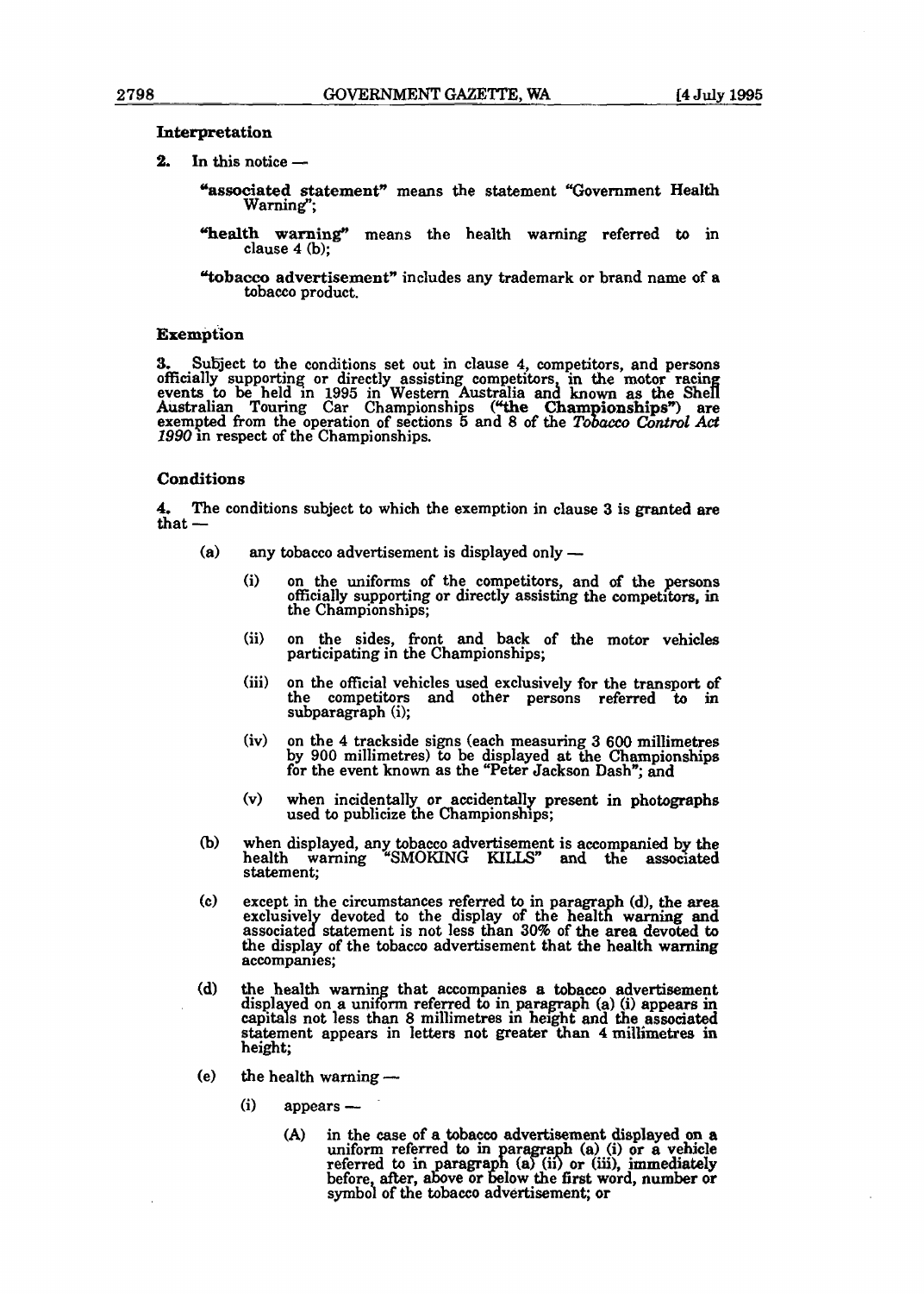### Interpretation

**2.** In this notice —

> **"associated statement"** means the statement "Government Health Warning";
>
> **"health warning"** means the health warning referred to in clause 4 (b);
>
> **"tobacco advertisement"** includes any trademark or brand name of a tobacco product.

### Exemption

**3.** Subject to the conditions set out in clause 4, competitors, and persons officially supporting or directly assisting competitors, in the motor racing events to be held in 1995 in Western Australia and known as the Shell Australian Touring Car Championships (**"the Championships"**) are exempted from the operation of sections 5 and 8 of the *Tobacco Control Act 1990* in respect of the Championships.

### Conditions

**4.** The conditions subject to which the exemption in clause 3 is granted are that —

- (a) any tobacco advertisement is displayed only —
  - (i) on the uniforms of the competitors, and of the persons officially supporting or directly assisting the competitors, in the Championships;
  - (ii) on the sides, front and back of the motor vehicles participating in the Championships;
  - (iii) on the official vehicles used exclusively for the transport of the competitors and other persons referred to in subparagraph (i);
  - (iv) on the 4 trackside signs (each measuring 3 600 millimetres by 900 millimetres) to be displayed at the Championships for the event known as the "Peter Jackson Dash"; and
  - (v) when incidentally or accidentally present in photographs used to publicize the Championships;
- (b) when displayed, any tobacco advertisement is accompanied by the health warning "SMOKING KILLS" and the associated statement;
- (c) except in the circumstances referred to in paragraph (d), the area exclusively devoted to the display of the health warning and associated statement is not less than 30% of the area devoted to the display of the tobacco advertisement that the health warning accompanies;
- (d) the health warning that accompanies a tobacco advertisement displayed on a uniform referred to in paragraph (a) (i) appears in capitals not less than 8 millimetres in height and the associated statement appears in letters not greater than 4 millimetres in height;
- (e) the health warning —
  - (i) appears —
    - (A) in the case of a tobacco advertisement displayed on a uniform referred to in paragraph (a) (i) or a vehicle referred to in paragraph (a) (ii) or (iii), immediately before, after, above or below the first word, number or symbol of the tobacco advertisement; or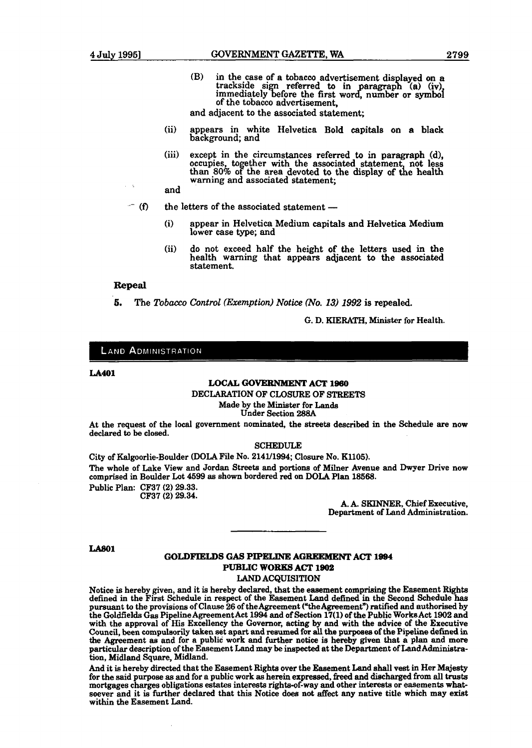(B) in the case of a tobacco advertisement displayed on a trackside sign referred to in paragraph (a) (iv), immediately before the first word, number or symbol of the tobacco advertisement,

and adjacent to the associated statement;

(ii) appears in white Helvetica Bold capitals on a black background; and

(iii) except in the circumstances referred to in paragraph (d), occupies, together with the associated statement, not less than 80% of the area devoted to the display of the health warning and associated statement;

and

(f) the letters of the associated statement —

(i) appear in Helvetica Medium capitals and Helvetica Medium lower case type; and

(ii) do not exceed half the height of the letters used in the health warning that appears adjacent to the associated statement.

**Repeal**

**5.** The *Tobacco Control (Exemption) Notice (No. 13) 1992* is repealed.

G. D. KIERATH, Minister for Health.

## LAND ADMINISTRATION

**LA401**

**LOCAL GOVERNMENT ACT 1960**

DECLARATION OF CLOSURE OF STREETS

Made by the Minister for Lands

Under Section 288A

At the request of the local government nominated, the streets described in the Schedule are now declared to be closed.

SCHEDULE

City of Kalgoorlie-Boulder (DOLA File No. 2141/1994; Closure No. K1105).

The whole of Lake View and Jordan Streets and portions of Milner Avenue and Dwyer Drive now comprised in Boulder Lot 4599 as shown bordered red on DOLA Plan 18568.

Public Plan: CF37 (2) 29.33.
CF37 (2) 29.34.

A. A. SKINNER, Chief Executive,
Department of Land Administration.

---

**LA801**

**GOLDFIELDS GAS PIPELINE AGREEMENT ACT 1994**

**PUBLIC WORKS ACT 1902**

LAND ACQUISITION

Notice is hereby given, and it is hereby declared, that the easement comprising the Easement Rights defined in the First Schedule in respect of the Easement Land defined in the Second Schedule has pursuant to the provisions of Clause 26 of the Agreement ("the Agreement") ratified and authorised by the Goldfields Gas Pipeline Agreement Act 1994 and of Section 17(1) of the Public Works Act 1902 and with the approval of His Excellency the Governor, acting by and with the advice of the Executive Council, been compulsorily taken set apart and resumed for all the purposes of the Pipeline defined in the Agreement as and for a public work and further notice is hereby given that a plan and more particular description of the Easement Land may be inspected at the Department of Land Administration, Midland Square, Midland.

And it is hereby directed that the Easement Rights over the Easement Land shall vest in Her Majesty for the said purpose as and for a public work as herein expressed, freed and discharged from all trusts mortgages charges obligations estates interests rights-of-way and other interests or easements whatsoever and it is further declared that this Notice does not affect any native title which may exist within the Easement Land.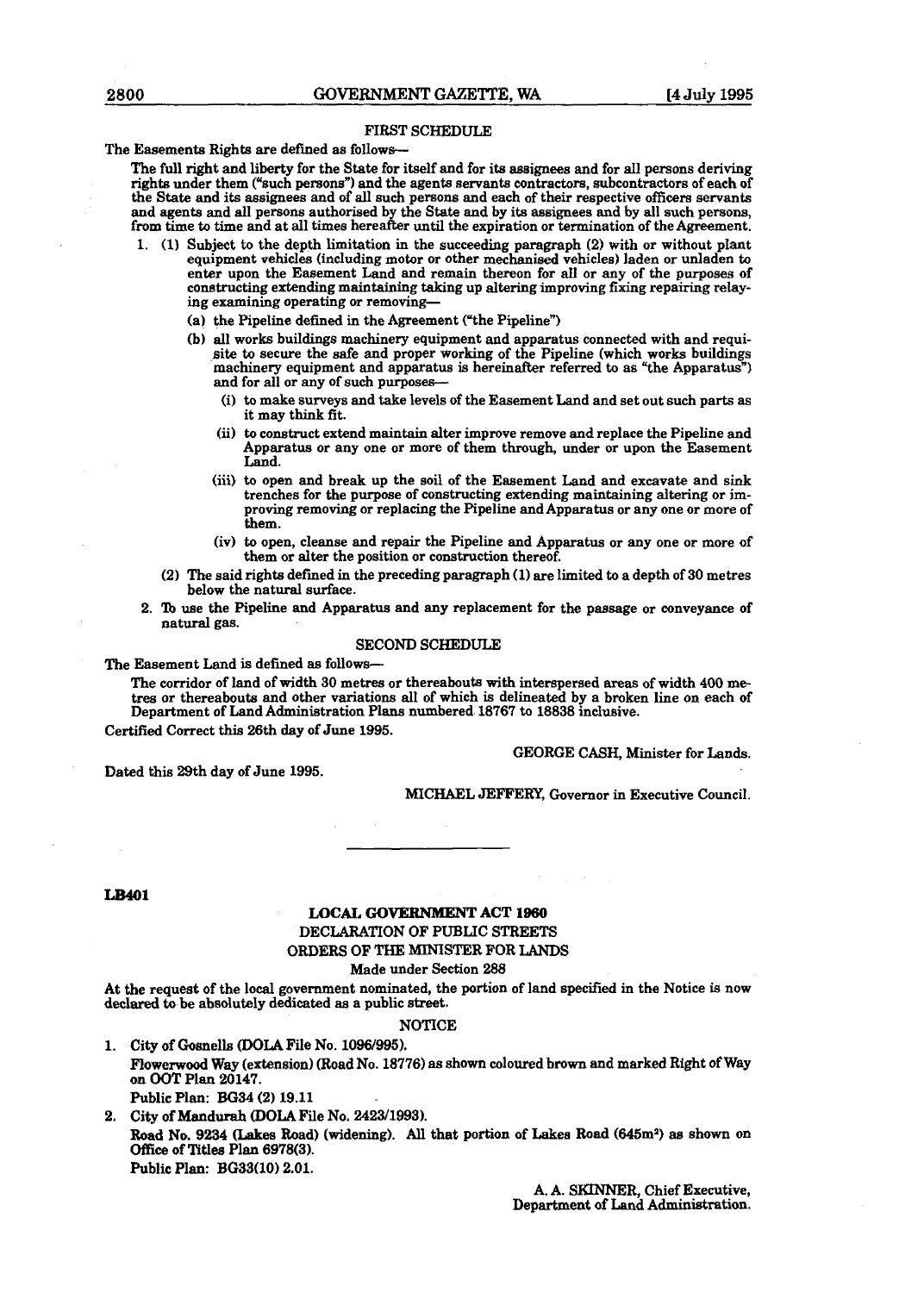FIRST SCHEDULE

The Easements Rights are defined as follows—

The full right and liberty for the State for itself and for its assignees and for all persons deriving rights under them ("such persons") and the agents servants contractors, subcontractors of each of the State and its assignees and of all such persons and each of their respective officers servants and agents and all persons authorised by the State and by its assignees and by all such persons, from time to time and at all times hereafter until the expiration or termination of the Agreement.

1. (1) Subject to the depth limitation in the succeeding paragraph (2) with or without plant equipment vehicles (including motor or other mechanised vehicles) laden or unladen to enter upon the Easement Land and remain thereon for all or any of the purposes of constructing extending maintaining taking up altering improving fixing repairing relaying examining operating or removing—
   - (a) the Pipeline defined in the Agreement ("the Pipeline")
   - (b) all works buildings machinery equipment and apparatus connected with and requisite to secure the safe and proper working of the Pipeline (which works buildings machinery equipment and apparatus is hereinafter referred to as "the Apparatus") and for all or any of such purposes—
     - (i) to make surveys and take levels of the Easement Land and set out such parts as it may think fit.
     - (ii) to construct extend maintain alter improve remove and replace the Pipeline and Apparatus or any one or more of them through, under or upon the Easement Land.
     - (iii) to open and break up the soil of the Easement Land and excavate and sink trenches for the purpose of constructing extending maintaining altering or improving removing or replacing the Pipeline and Apparatus or any one or more of them.
     - (iv) to open, cleanse and repair the Pipeline and Apparatus or any one or more of them or alter the position or construction thereof.

   (2) The said rights defined in the preceding paragraph (1) are limited to a depth of 30 metres below the natural surface.

2. To use the Pipeline and Apparatus and any replacement for the passage or conveyance of natural gas.

SECOND SCHEDULE

The Easement Land is defined as follows—

The corridor of land of width 30 metres or thereabouts with interspersed areas of width 400 metres or thereabouts and other variations all of which is delineated by a broken line on each of Department of Land Administration Plans numbered 18767 to 18838 inclusive.

Certified Correct this 26th day of June 1995.

GEORGE CASH, Minister for Lands.

Dated this 29th day of June 1995.

MICHAEL JEFFERY, Governor in Executive Council.

---

**LB401**

## LOCAL GOVERNMENT ACT 1960

### DECLARATION OF PUBLIC STREETS

### ORDERS OF THE MINISTER FOR LANDS

Made under Section 288

At the request of the local government nominated, the portion of land specified in the Notice is now declared to be absolutely dedicated as a public street.

NOTICE

1. City of Gosnells (DOLA File No. 1096/995).

   Flowerwood Way (extension) (Road No. 18776) as shown coloured brown and marked Right of Way on OOT Plan 20147.

   Public Plan: BG34 (2) 19.11

2. City of Mandurah (DOLA File No. 2423/1993).

   Road No. 9234 (Lakes Road) (widening). All that portion of Lakes Road (645m$^2$) as shown on Office of Titles Plan 6978(3).

   Public Plan: BG33(10) 2.01.

A. A. SKINNER, Chief Executive,
Department of Land Administration.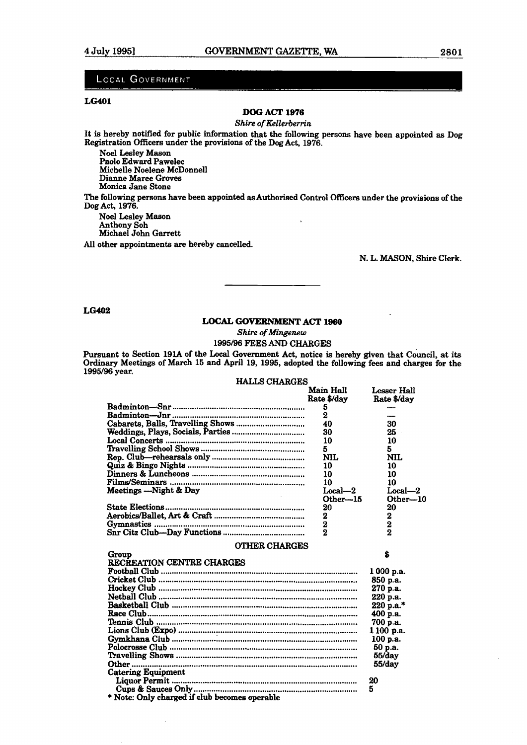LOCAL GOVERNMENT

**LG401**

**DOG ACT 1976**

*Shire of Kellerberrin*

It is hereby notified for public information that the following persons have been appointed as Dog Registration Officers under the provisions of the Dog Act, 1976.

Noel Lesley Mason
Paolo Edward Pawelec
Michelle Noelene McDonnell
Dianne Maree Groves
Monica Jane Stone

The following persons have been appointed as Authorised Control Officers under the provisions of the Dog Act, 1976.

Noel Lesley Mason
Anthony Soh
Michael John Garrett

All other appointments are hereby cancelled.

N. L. MASON, Shire Clerk.

---

**LG402**

**LOCAL GOVERNMENT ACT 1960**

*Shire of Mingenew*

1995/96 FEES AND CHARGES

Pursuant to Section 191A of the Local Government Act, notice is hereby given that Council, at its Ordinary Meetings of March 15 and April 19, 1995, adopted the following fees and charges for the 1995/96 year.

HALLS CHARGES

| | Main Hall Rate $/day | Lesser Hall Rate $/day |
|---|---|---|
| Badminton—Snr | 5 | — |
| Badminton—Jnr | 2 | — |
| Cabarets, Balls, Travelling Shows | 40 | 30 |
| Weddings, Plays, Socials, Parties | 30 | 25 |
| Local Concerts | 10 | 10 |
| Travelling School Shows | 5 | 5 |
| Rep. Club—rehearsals only | NIL | NIL |
| Quiz & Bingo Nights | 10 | 10 |
| Dinners & Luncheons | 10 | 10 |
| Films/Seminars | 10 | 10 |
| Meetings —Night & Day | Local—2<br>Other—15 | Local—2<br>Other—10 |
| State Elections | 20 | 20 |
| Aerobics/Ballet, Art & Craft | 2 | 2 |
| Gymnastics | 2 | 2 |
| Snr Citz Club—Day Functions | 2 | 2 |

OTHER CHARGES

| Group | $ |
|---|---|
| RECREATION CENTRE CHARGES | |
| Football Club | 1 000 p.a. |
| Cricket Club | 850 p.a. |
| Hockey Club | 270 p.a. |
| Netball Club | 220 p.a. |
| Basketball Club | 220 p.a.* |
| Race Club | 400 p.a. |
| Tennis Club | 700 p.a. |
| Lions Club (Expo) | 1 100 p.a. |
| Gymkhana Club | 100 p.a. |
| Polocrosse Club | 50 p.a. |
| Travelling Shows | 55/day |
| Other | 55/day |
| Catering Equipment | |
| Liquor Permit | 20 |
| Cups & Sauces Only | 5 |

\* Note: Only charged if club becomes operable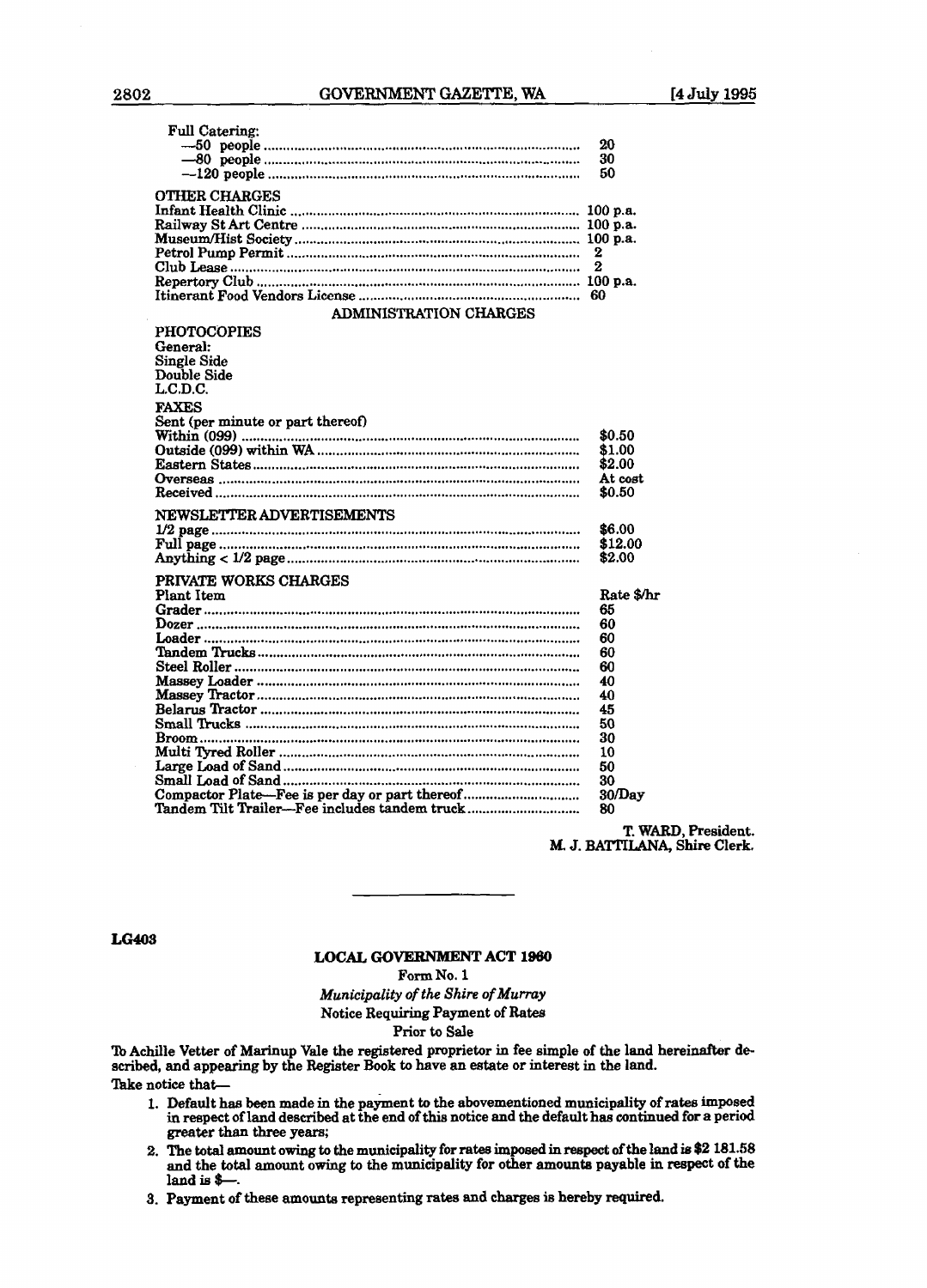| | |
|---|---|
| Full Catering: | |
| —50 people | 20 |
| —80 people | 30 |
| —120 people | 50 |
| OTHER CHARGES | |
| Infant Health Clinic | 100 p.a. |
| Railway St Art Centre | 100 p.a. |
| Museum/Hist Society | 100 p.a. |
| Petrol Pump Permit | 2 |
| Club Lease | 2 |
| Repertory Club | 100 p.a. |
| Itinerant Food Vendors License | 60 |

ADMINISTRATION CHARGES

| | |
|---|---|
| PHOTOCOPIES | |
| General: | |
| Single Side | |
| Double Side | |
| L.C.D.C. | |
| FAXES | |
| Sent (per minute or part thereof) | |
| Within (099) | $0.50 |
| Outside (099) within WA | $1.00 |
| Eastern States | $2.00 |
| Overseas | At cost |
| Received | $0.50 |
| NEWSLETTER ADVERTISEMENTS | |
| 1/2 page | $6.00 |
| Full page | $12.00 |
| Anything < 1/2 page | $2.00 |
| PRIVATE WORKS CHARGES | |
| Plant Item | Rate $/hr |
| Grader | 65 |
| Dozer | 60 |
| Loader | 60 |
| Tandem Trucks | 60 |
| Steel Roller | 60 |
| Massey Loader | 40 |
| Massey Tractor | 40 |
| Belarus Tractor | 45 |
| Small Trucks | 50 |
| Broom | 30 |
| Multi Tyred Roller | 10 |
| Large Load of Sand | 50 |
| Small Load of Sand | 30 |
| Compactor Plate—Fee is per day or part thereof | 30/Day |
| Tandem Tilt Trailer—Fee includes tandem truck | 80 |

T. WARD, President.
M. J. BATTILANA, Shire Clerk.

---

LG403

**LOCAL GOVERNMENT ACT 1960**

Form No. 1

*Municipality of the Shire of Murray*

Notice Requiring Payment of Rates

Prior to Sale

To Achille Vetter of Marinup Vale the registered proprietor in fee simple of the land hereinafter described, and appearing by the Register Book to have an estate or interest in the land.

Take notice that—

1. Default has been made in the payment to the abovementioned municipality of rates imposed in respect of land described at the end of this notice and the default has continued for a period greater than three years;
2. The total amount owing to the municipality for rates imposed in respect of the land is $2 181.58 and the total amount owing to the municipality for other amounts payable in respect of the land is $—.
3. Payment of these amounts representing rates and charges is hereby required.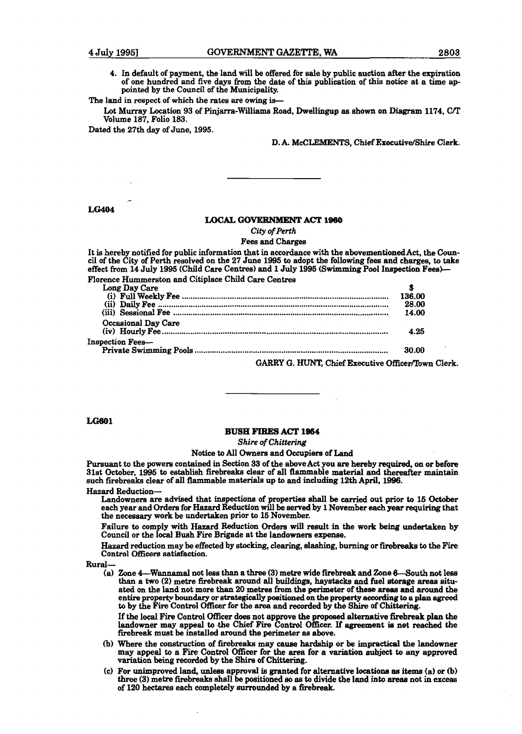4. In default of payment, the land will be offered for sale by public auction after the expiration of one hundred and five days from the date of this publication of this notice at a time appointed by the Council of the Municipality.

The land in respect of which the rates are owing is—

Lot Murray Location 93 of Pinjarra-Williams Road, Dwellingup as shown on Diagram 1174, C/T Volume 187, Folio 183.

Dated the 27th day of June, 1995.

D. A. McCLEMENTS, Chief Executive/Shire Clerk.

---

LG404

## LOCAL GOVERNMENT ACT 1960

*City of Perth*

Fees and Charges

It is hereby notified for public information that in accordance with the abovementioned Act, the Council of the City of Perth resolved on the 27 June 1995 to adopt the following fees and charges, to take effect from 14 July 1995 (Child Care Centres) and 1 July 1995 (Swimming Pool Inspection Fees)—

| Florence Hummerston and Citiplace Child Care Centres | |
|---|---|
| Long Day Care | $ |
| (i) Full Weekly Fee | 136.00 |
| (ii) Daily Fee | 28.00 |
| (iii) Sessional Fee | 14.00 |
| Occasional Day Care | |
| (iv) Hourly Fee | 4.25 |
| Inspection Fees— | |
| Private Swimming Pools | 30.00 |

GARRY G. HUNT, Chief Executive Officer/Town Clerk.

---

LG601

## BUSH FIRES ACT 1954

*Shire of Chittering*

Notice to All Owners and Occupiers of Land

Pursuant to the powers contained in Section 33 of the above Act you are hereby required, on or before 31st October, 1995 to establish firebreaks clear of all flammable material and thereafter maintain such firebreaks clear of all flammable materials up to and including 12th April, 1996.

Hazard Reduction—

Landowners are advised that inspections of properties shall be carried out prior to 15 October each year and Orders for Hazard Reduction will be served by 1 November each year requiring that the necessary work be undertaken prior to 15 November.

Failure to comply with Hazard Reduction Orders will result in the work being undertaken by Council or the local Bush Fire Brigade at the landowners expense.

Hazard reduction may be effected by stocking, clearing, slashing, burning or firebreaks to the Fire Control Officers satisfaction.

Rural—

(a) Zone 4—Wannamal not less than a three (3) metre wide firebreak and Zone 6—South not less than a two (2) metre firebreak around all buildings, haystacks and fuel storage areas situated on the land not more than 20 metres from the perimeter of these areas and around the entire property boundary or strategically positioned on the property according to a plan agreed to by the Fire Control Officer for the area and recorded by the Shire of Chittering.

If the local Fire Control Officer does not approve the proposed alternative firebreak plan the landowner may appeal to the Chief Fire Control Officer. If agreement is not reached the firebreak must be installed around the perimeter as above.

(b) Where the construction of firebreaks may cause hardship or be impractical the landowner may appeal to a Fire Control Officer for the area for a variation subject to any approved variation being recorded by the Shire of Chittering.

(c) For unimproved land, unless approval is granted for alternative locations as items (a) or (b) three (3) metre firebreaks shall be positioned so as to divide the land into areas not in excess of 120 hectares each completely surrounded by a firebreak.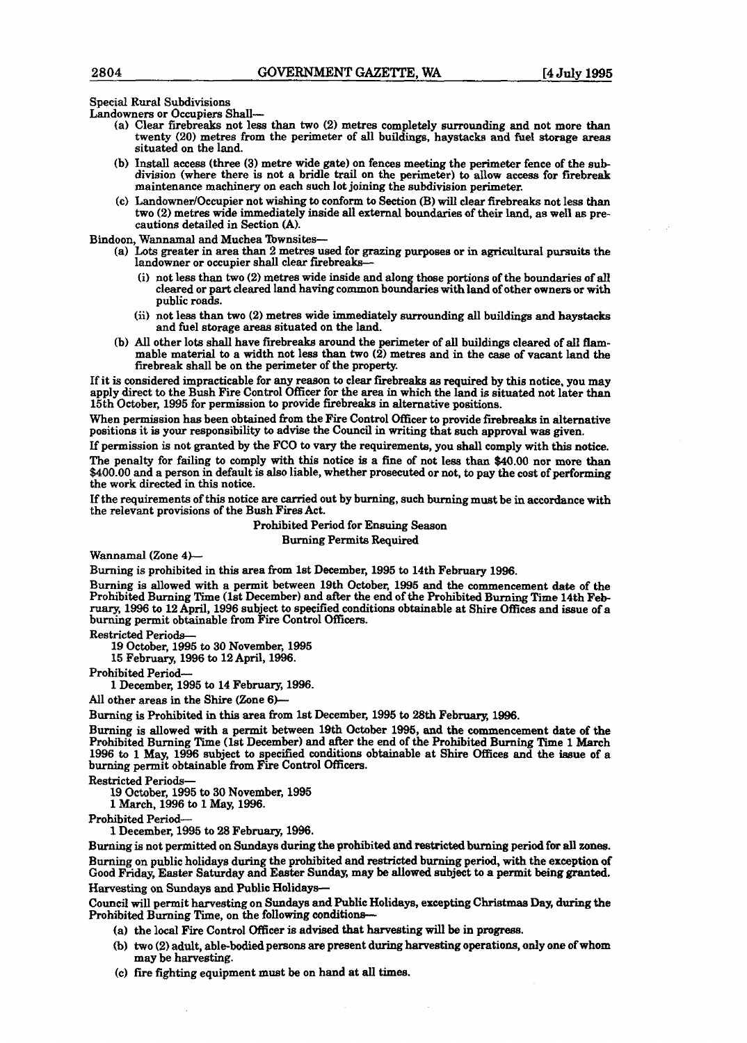Special Rural Subdivisions

Landowners or Occupiers Shall—

(a) Clear firebreaks not less than two (2) metres completely surrounding and not more than twenty (20) metres from the perimeter of all buildings, haystacks and fuel storage areas situated on the land.

(b) Install access (three (3) metre wide gate) on fences meeting the perimeter fence of the subdivision (where there is not a bridle trail on the perimeter) to allow access for firebreak maintenance machinery on each such lot joining the subdivision perimeter.

(c) Landowner/Occupier not wishing to conform to Section (B) will clear firebreaks not less than two (2) metres wide immediately inside all external boundaries of their land, as well as precautions detailed in Section (A).

Bindoon, Wannamal and Muchea Townsites—

(a) Lots greater in area than 2 metres used for grazing purposes or in agricultural pursuits the landowner or occupier shall clear firebreaks—

  (i) not less than two (2) metres wide inside and along those portions of the boundaries of all cleared or part cleared land having common boundaries with land of other owners or with public roads.

  (ii) not less than two (2) metres wide immediately surrounding all buildings and haystacks and fuel storage areas situated on the land.

(b) All other lots shall have firebreaks around the perimeter of all buildings cleared of all flammable material to a width not less than two (2) metres and in the case of vacant land the firebreak shall be on the perimeter of the property.

If it is considered impracticable for any reason to clear firebreaks as required by this notice, you may apply direct to the Bush Fire Control Officer for the area in which the land is situated not later than 15th October, 1995 for permission to provide firebreaks in alternative positions.

When permission has been obtained from the Fire Control Officer to provide firebreaks in alternative positions it is your responsibility to advise the Council in writing that such approval was given.

If permission is not granted by the FCO to vary the requirements, you shall comply with this notice.

The penalty for failing to comply with this notice is a fine of not less than $40.00 nor more than $400.00 and a person in default is also liable, whether prosecuted or not, to pay the cost of performing the work directed in this notice.

If the requirements of this notice are carried out by burning, such burning must be in accordance with the relevant provisions of the Bush Fires Act.

Prohibited Period for Ensuing Season

Burning Permits Required

Wannamal (Zone 4)—

Burning is prohibited in this area from 1st December, 1995 to 14th February 1996.

Burning is allowed with a permit between 19th October, 1995 and the commencement date of the Prohibited Burning Time (1st December) and after the end of the Prohibited Burning Time 14th February, 1996 to 12 April, 1996 subject to specified conditions obtainable at Shire Offices and issue of a burning permit obtainable from Fire Control Officers.

Restricted Periods—

19 October, 1995 to 30 November, 1995

15 February, 1996 to 12 April, 1996.

Prohibited Period—

1 December, 1995 to 14 February, 1996.

All other areas in the Shire (Zone 6)—

Burning is Prohibited in this area from 1st December, 1995 to 28th February, 1996.

Burning is allowed with a permit between 19th October 1995, and the commencement date of the Prohibited Burning Time (1st December) and after the end of the Prohibited Burning Time 1 March 1996 to 1 May, 1996 subject to specified conditions obtainable at Shire Offices and the issue of a burning permit obtainable from Fire Control Officers.

Restricted Periods—

19 October, 1995 to 30 November, 1995

1 March, 1996 to 1 May, 1996.

Prohibited Period—

1 December, 1995 to 28 February, 1996.

Burning is not permitted on Sundays during the prohibited and restricted burning period for all zones.

Burning on public holidays during the prohibited and restricted burning period, with the exception of Good Friday, Easter Saturday and Easter Sunday, may be allowed subject to a permit being granted.

Harvesting on Sundays and Public Holidays—

Council will permit harvesting on Sundays and Public Holidays, excepting Christmas Day, during the Prohibited Burning Time, on the following conditions—

(a) the local Fire Control Officer is advised that harvesting will be in progress.

(b) two (2) adult, able-bodied persons are present during harvesting operations, only one of whom may be harvesting.

(c) fire fighting equipment must be on hand at all times.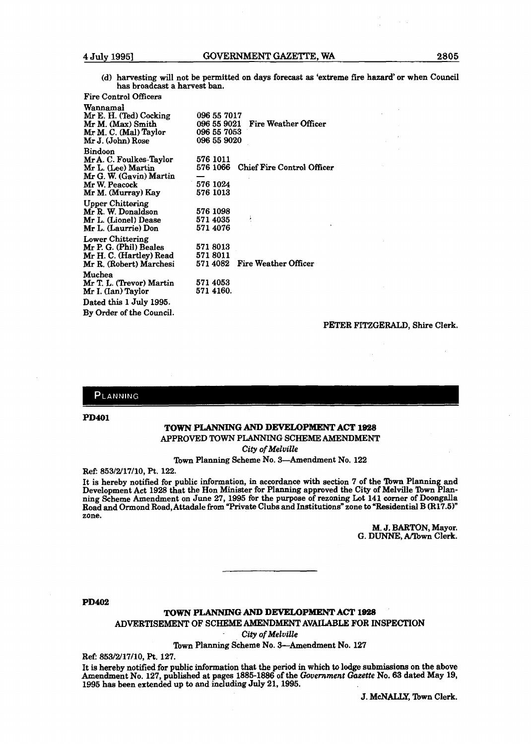(d) harvesting will not be permitted on days forecast as 'extreme fire hazard' or when Council has broadcast a harvest ban.

Fire Control Officers

| | | |
|---|---|---|
| **Wannamal** | | |
| Mr E. H. (Ted) Cocking | 096 55 7017 | |
| Mr M. (Max) Smith | 096 55 9021 | Fire Weather Officer |
| Mr M. C. (Mal) Taylor | 096 55 7053 | |
| Mr J. (John) Rose | 096 55 9020 | |
| **Bindoon** | | |
| Mr A. C. Foulkes-Taylor | 576 1011 | |
| Mr L. (Lee) Martin | 576 1066 | Chief Fire Control Officer |
| Mr G. W. (Gavin) Martin | — | |
| Mr W. Peacock | 576 1024 | |
| Mr M. (Murray) Kay | 576 1013 | |
| **Upper Chittering** | | |
| Mr R. W. Donaldson | 576 1098 | |
| Mr L. (Lionel) Dease | 571 4035 | |
| Mr L. (Laurrie) Don | 571 4076 | |
| **Lower Chittering** | | |
| Mr P. G. (Phil) Beales | 571 8013 | |
| Mr H. C. (Hartley) Read | 571 8011 | |
| Mr R. (Robert) Marchesi | 571 4082 | Fire Weather Officer |
| **Muchea** | | |
| Mr T. L. (Trevor) Martin | 571 4053 | |
| Mr I. (Ian) Taylor | 571 4160. | |

Dated this 1 July 1995.

By Order of the Council.

PETER FITZGERALD, Shire Clerk.

---

## PLANNING

**PD401**

### TOWN PLANNING AND DEVELOPMENT ACT 1928

APPROVED TOWN PLANNING SCHEME AMENDMENT

*City of Melville*

Town Planning Scheme No. 3—Amendment No. 122

Ref: 853/2/17/10, Pt. 122.

It is hereby notified for public information, in accordance with section 7 of the Town Planning and Development Act 1928 that the Hon Minister for Planning approved the City of Melville Town Planning Scheme Amendment on June 27, 1995 for the purpose of rezoning Lot 141 corner of Doongalla Road and Ormond Road, Attadale from "Private Clubs and Institutions" zone to "Residential B (R17.5)" zone.

M. J. BARTON, Mayor.
G. DUNNE, A/Town Clerk.

---

**PD402**

### TOWN PLANNING AND DEVELOPMENT ACT 1928

ADVERTISEMENT OF SCHEME AMENDMENT AVAILABLE FOR INSPECTION

*City of Melville*

Town Planning Scheme No. 3—Amendment No. 127

Ref: 853/2/17/10, Pt. 127.

It is hereby notified for public information that the period in which to lodge submissions on the above Amendment No. 127, published at pages 1885-1886 of the *Government Gazette* No. 63 dated May 19, 1995 has been extended up to and including July 21, 1995.

J. McNALLY, Town Clerk.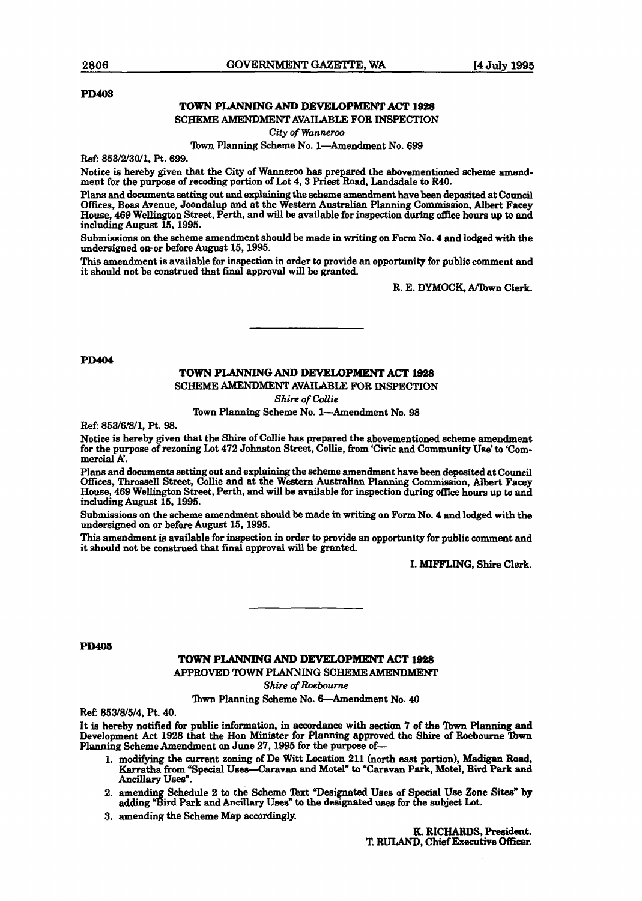PD403

## TOWN PLANNING AND DEVELOPMENT ACT 1928

SCHEME AMENDMENT AVAILABLE FOR INSPECTION

*City of Wanneroo*

Town Planning Scheme No. 1—Amendment No. 699

Ref: 853/2/30/1, Pt. 699.

Notice is hereby given that the City of Wanneroo has prepared the abovementioned scheme amendment for the purpose of recoding portion of Lot 4, 3 Priest Road, Landsdale to R40.

Plans and documents setting out and explaining the scheme amendment have been deposited at Council Offices, Boas Avenue, Joondalup and at the Western Australian Planning Commission, Albert Facey House, 469 Wellington Street, Perth, and will be available for inspection during office hours up to and including August 15, 1995.

Submissions on the scheme amendment should be made in writing on Form No. 4 and lodged with the undersigned on or before August 15, 1995.

This amendment is available for inspection in order to provide an opportunity for public comment and it should not be construed that final approval will be granted.

R. E. DYMOCK, A/Town Clerk.

---

PD404

## TOWN PLANNING AND DEVELOPMENT ACT 1928

SCHEME AMENDMENT AVAILABLE FOR INSPECTION

*Shire of Collie*

Town Planning Scheme No. 1—Amendment No. 98

Ref: 853/6/8/1, Pt. 98.

Notice is hereby given that the Shire of Collie has prepared the abovementioned scheme amendment for the purpose of rezoning Lot 472 Johnston Street, Collie, from 'Civic and Community Use' to 'Commercial A'.

Plans and documents setting out and explaining the scheme amendment have been deposited at Council Offices, Throssell Street, Collie and at the Western Australian Planning Commission, Albert Facey House, 469 Wellington Street, Perth, and will be available for inspection during office hours up to and including August 15, 1995.

Submissions on the scheme amendment should be made in writing on Form No. 4 and lodged with the undersigned on or before August 15, 1995.

This amendment is available for inspection in order to provide an opportunity for public comment and it should not be construed that final approval will be granted.

I. MIFFLING, Shire Clerk.

---

PD405

## TOWN PLANNING AND DEVELOPMENT ACT 1928

APPROVED TOWN PLANNING SCHEME AMENDMENT

*Shire of Roebourne*

Town Planning Scheme No. 6—Amendment No. 40

Ref: 853/8/5/4, Pt. 40.

It is hereby notified for public information, in accordance with section 7 of the Town Planning and Development Act 1928 that the Hon Minister for Planning approved the Shire of Roebourne Town Planning Scheme Amendment on June 27, 1995 for the purpose of—

1. modifying the current zoning of De Witt Location 211 (north east portion), Madigan Road, Karratha from "Special Uses—Caravan and Motel" to "Caravan Park, Motel, Bird Park and Ancillary Uses".
2. amending Schedule 2 to the Scheme Text "Designated Uses of Special Use Zone Sites" by adding "Bird Park and Ancillary Uses" to the designated uses for the subject Lot.
3. amending the Scheme Map accordingly.

K. RICHARDS, President.
T. RULAND, Chief Executive Officer.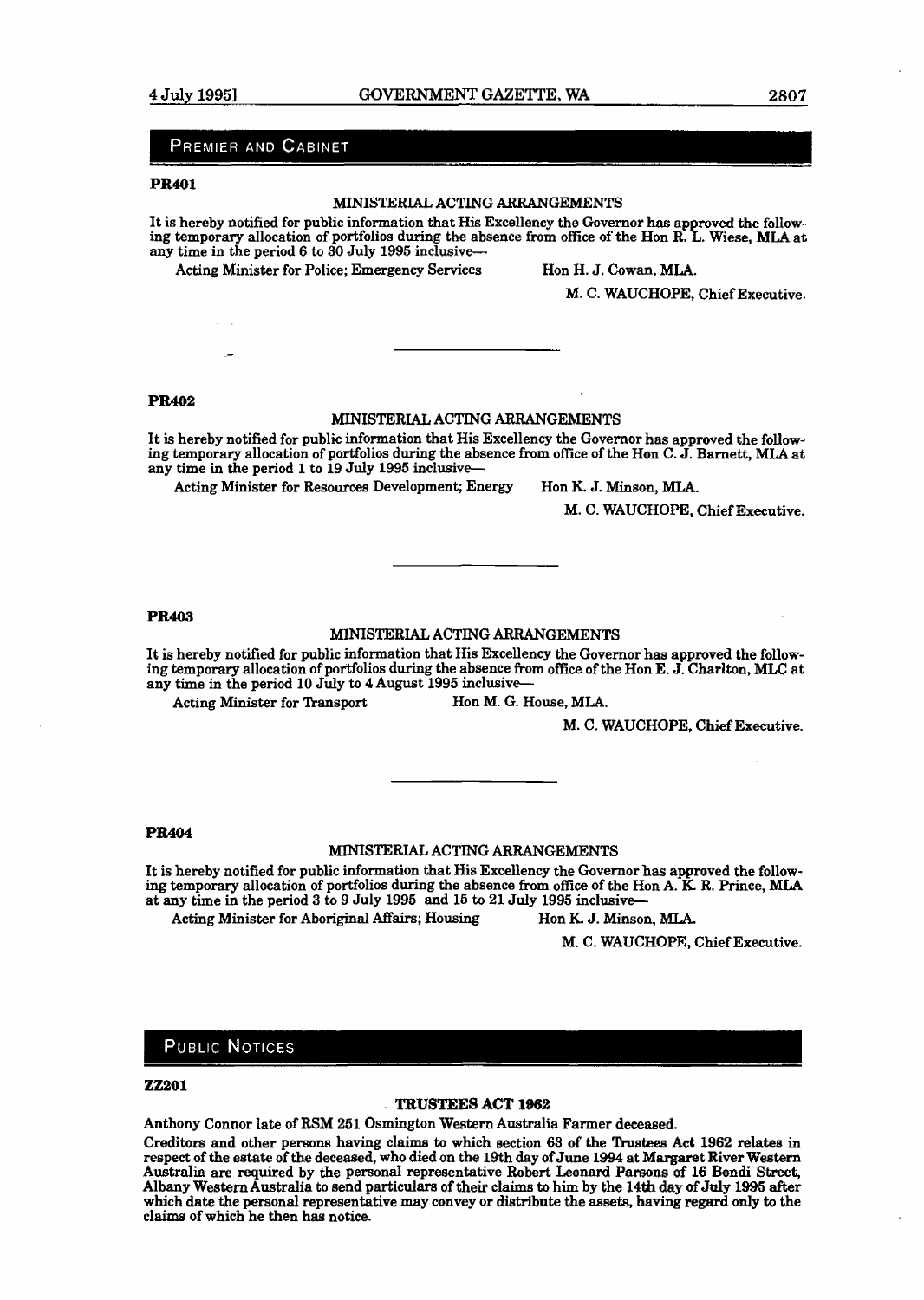## PREMIER AND CABINET

**PR401**

MINISTERIAL ACTING ARRANGEMENTS

It is hereby notified for public information that His Excellency the Governor has approved the following temporary allocation of portfolios during the absence from office of the Hon R. L. Wiese, MLA at any time in the period 6 to 30 July 1995 inclusive—

Acting Minister for Police; Emergency Services — Hon H. J. Cowan, MLA.

M. C. WAUCHOPE, Chief Executive.

---

**PR402**

MINISTERIAL ACTING ARRANGEMENTS

It is hereby notified for public information that His Excellency the Governor has approved the following temporary allocation of portfolios during the absence from office of the Hon C. J. Barnett, MLA at any time in the period 1 to 19 July 1995 inclusive—

Acting Minister for Resources Development; Energy — Hon K. J. Minson, MLA.

M. C. WAUCHOPE, Chief Executive.

---

**PR403**

MINISTERIAL ACTING ARRANGEMENTS

It is hereby notified for public information that His Excellency the Governor has approved the following temporary allocation of portfolios during the absence from office of the Hon E. J. Charlton, MLC at any time in the period 10 July to 4 August 1995 inclusive—

Acting Minister for Transport — Hon M. G. House, MLA.

M. C. WAUCHOPE, Chief Executive.

---

**PR404**

MINISTERIAL ACTING ARRANGEMENTS

It is hereby notified for public information that His Excellency the Governor has approved the following temporary allocation of portfolios during the absence from office of the Hon A. K. R. Prince, MLA at any time in the period 3 to 9 July 1995 and 15 to 21 July 1995 inclusive—

Acting Minister for Aboriginal Affairs; Housing — Hon K. J. Minson, MLA.

M. C. WAUCHOPE, Chief Executive.

## PUBLIC NOTICES

**ZZ201**

**TRUSTEES ACT 1962**

Anthony Connor late of RSM 251 Osmington Western Australia Farmer deceased.

Creditors and other persons having claims to which section 63 of the Trustees Act 1962 relates in respect of the estate of the deceased, who died on the 19th day of June 1994 at Margaret River Western Australia are required by the personal representative Robert Leonard Parsons of 16 Bondi Street, Albany Western Australia to send particulars of their claims to him by the 14th day of July 1995 after which date the personal representative may convey or distribute the assets, having regard only to the claims of which he then has notice.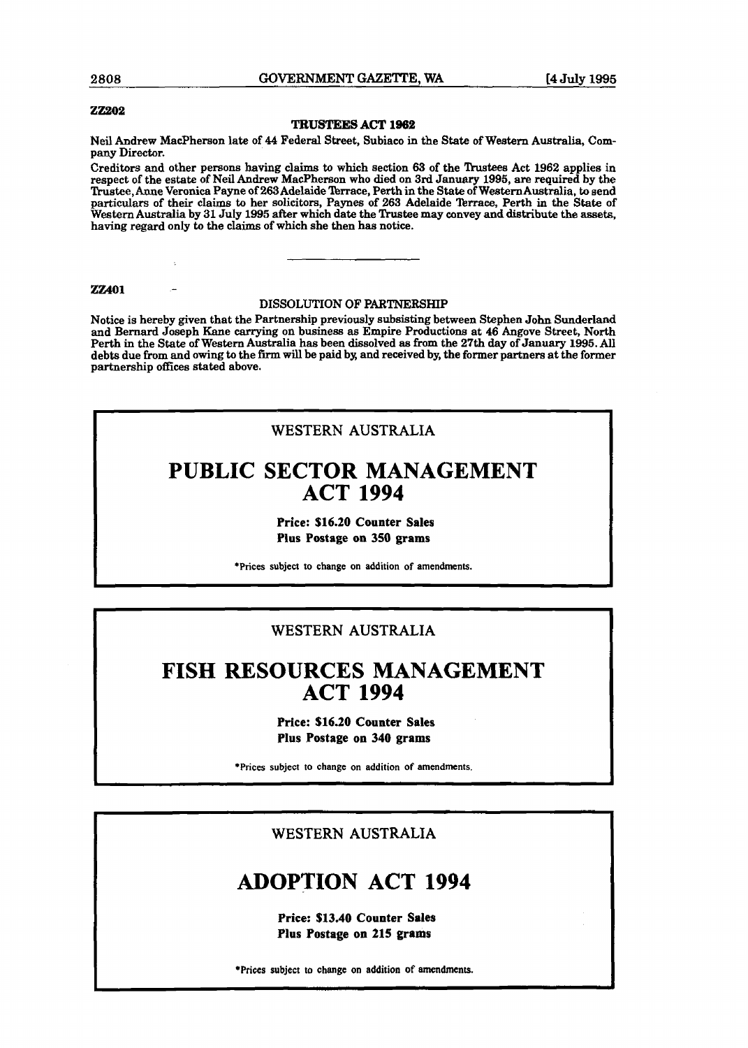ZZ202

### TRUSTEES ACT 1962

Neil Andrew MacPherson late of 44 Federal Street, Subiaco in the State of Western Australia, Company Director.

Creditors and other persons having claims to which section 63 of the Trustees Act 1962 applies in respect of the estate of Neil Andrew MacPherson who died on 3rd January 1995, are required by the Trustee, Anne Veronica Payne of 263 Adelaide Terrace, Perth in the State of Western Australia, to send particulars of their claims to her solicitors, Paynes of 263 Adelaide Terrace, Perth in the State of Western Australia by 31 July 1995 after which date the Trustee may convey and distribute the assets, having regard only to the claims of which she then has notice.

---

ZZ401

### DISSOLUTION OF PARTNERSHIP

Notice is hereby given that the Partnership previously subsisting between Stephen John Sunderland and Bernard Joseph Kane carrying on business as Empire Productions at 46 Angove Street, North Perth in the State of Western Australia has been dissolved as from the 27th day of January 1995. All debts due from and owing to the firm will be paid by, and received by, the former partners at the former partnership offices stated above.

---

WESTERN AUSTRALIA

## PUBLIC SECTOR MANAGEMENT ACT 1994

**Price: $16.20 Counter Sales**
**Plus Postage on 350 grams**

*Prices subject to change on addition of amendments.

---

WESTERN AUSTRALIA

## FISH RESOURCES MANAGEMENT ACT 1994

**Price: $16.20 Counter Sales**
**Plus Postage on 340 grams**

*Prices subject to change on addition of amendments.

---

WESTERN AUSTRALIA

## ADOPTION ACT 1994

**Price: $13.40 Counter Sales**
**Plus Postage on 215 grams**

*Prices subject to change on addition of amendments.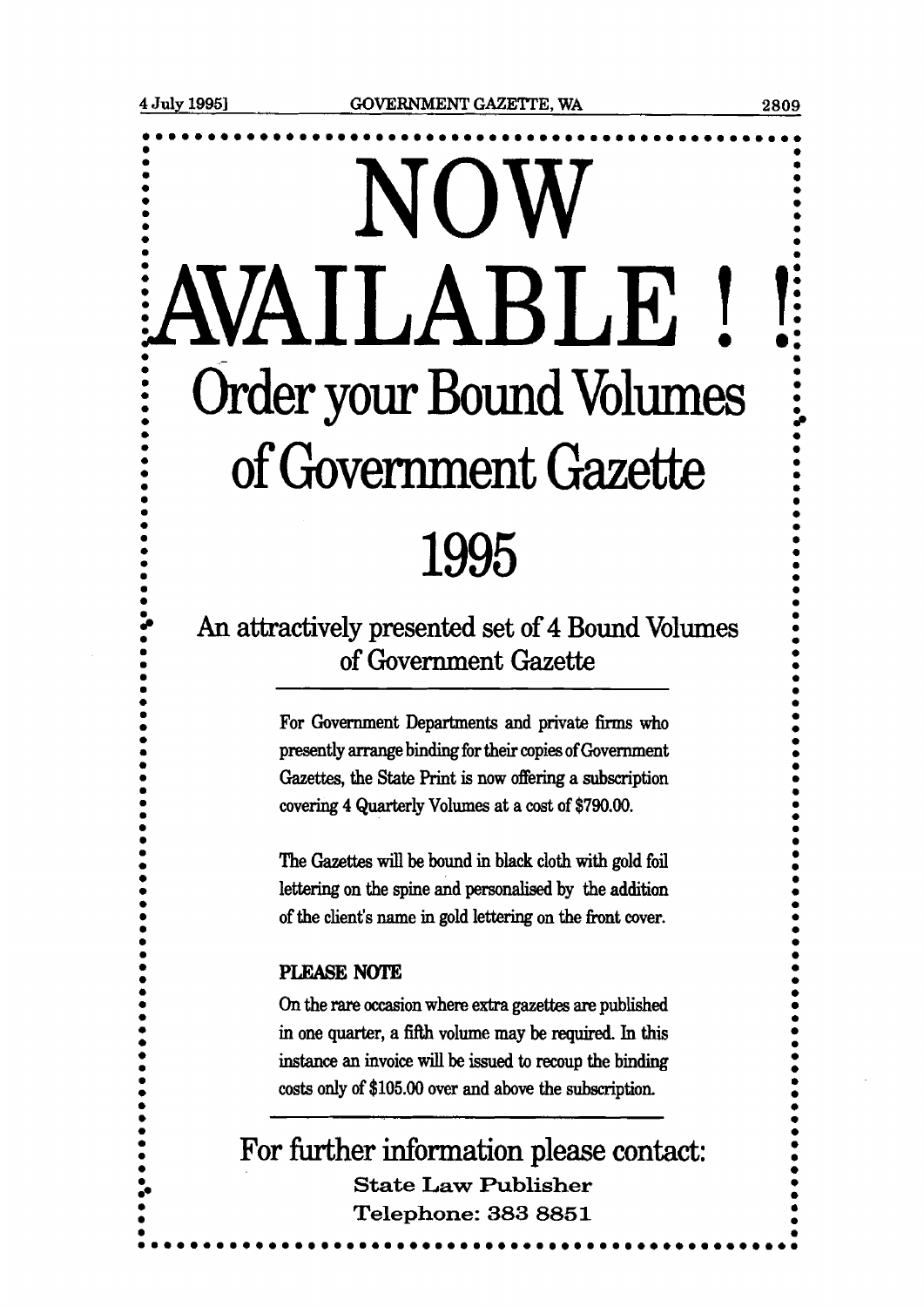# NOW AVAILABLE ! !

## Order your Bound Volumes of Government Gazette

## 1995

### An attractively presented set of 4 Bound Volumes of Government Gazette

For Government Departments and private firms who presently arrange binding for their copies of Government Gazettes, the State Print is now offering a subscription covering 4 Quarterly Volumes at a cost of $790.00.

The Gazettes will be bound in black cloth with gold foil lettering on the spine and personalised by the addition of the client's name in gold lettering on the front cover.

**PLEASE NOTE**

On the rare occasion where extra gazettes are published in one quarter, a fifth volume may be required. In this instance an invoice will be issued to recoup the binding costs only of $105.00 over and above the subscription.

### For further information please contact:

**State Law Publisher**

**Telephone: 383 8851**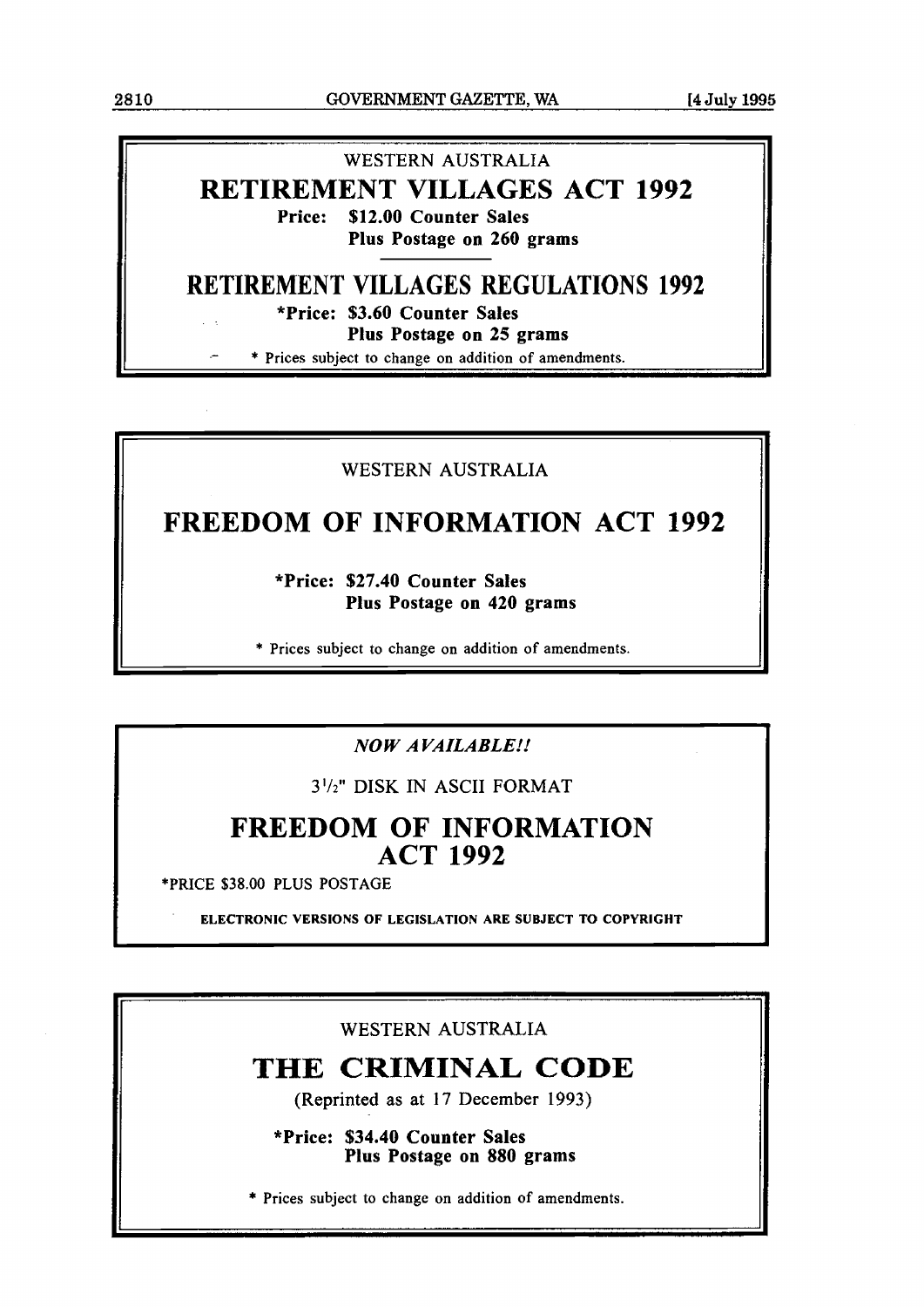WESTERN AUSTRALIA

## RETIREMENT VILLAGES ACT 1992

**Price: $12.00 Counter Sales**
**Plus Postage on 260 grams**

---

## RETIREMENT VILLAGES REGULATIONS 1992

**\*Price: $3.60 Counter Sales**
**Plus Postage on 25 grams**

\* Prices subject to change on addition of amendments.

---

WESTERN AUSTRALIA

## FREEDOM OF INFORMATION ACT 1992

**\*Price: $27.40 Counter Sales**
**Plus Postage on 420 grams**

\* Prices subject to change on addition of amendments.

---

***NOW AVAILABLE!!***

3½" DISK IN ASCII FORMAT

## FREEDOM OF INFORMATION ACT 1992

\*PRICE $38.00 PLUS POSTAGE

**ELECTRONIC VERSIONS OF LEGISLATION ARE SUBJECT TO COPYRIGHT**

---

WESTERN AUSTRALIA

## THE CRIMINAL CODE

(Reprinted as at 17 December 1993)

**\*Price: $34.40 Counter Sales**
**Plus Postage on 880 grams**

\* Prices subject to change on addition of amendments.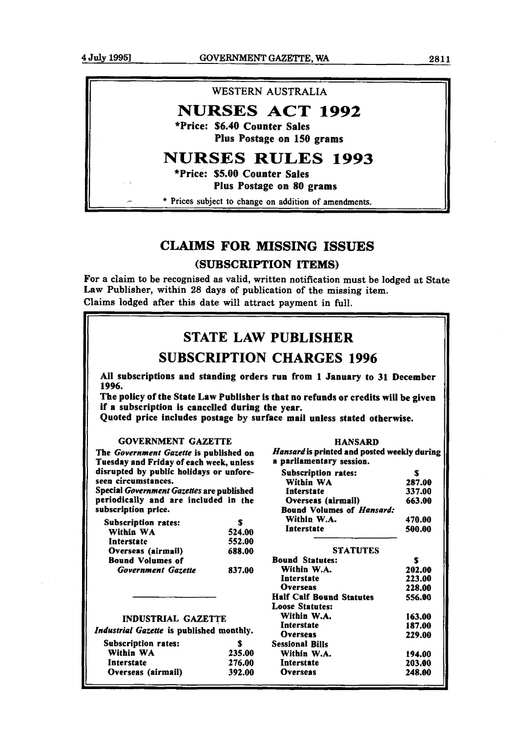WESTERN AUSTRALIA

# NURSES ACT 1992

**\*Price: $6.40 Counter Sales**
**Plus Postage on 150 grams**

# NURSES RULES 1993

**\*Price: $5.00 Counter Sales**
**Plus Postage on 80 grams**

\* Prices subject to change on addition of amendments.

## CLAIMS FOR MISSING ISSUES

### (SUBSCRIPTION ITEMS)

For a claim to be recognised as valid, written notification must be lodged at State Law Publisher, within 28 days of publication of the missing item.
Claims lodged after this date will attract payment in full.

## STATE LAW PUBLISHER

## SUBSCRIPTION CHARGES 1996

**All subscriptions and standing orders run from 1 January to 31 December 1996.**
**The policy of the State Law Publisher is that no refunds or credits will be given if a subscription is cancelled during the year.**
**Quoted price includes postage by surface mail unless stated otherwise.**

### GOVERNMENT GAZETTE

**The *Government Gazette* is published on Tuesday and Friday of each week, unless disrupted by public holidays or unforeseen circumstances.**
**Special *Government Gazettes* are published periodically and are included in the subscription price.**

| Subscription rates: | $ |
|---|---|
| Within WA | 524.00 |
| Interstate | 552.00 |
| Overseas (airmail) | 688.00 |
| Bound Volumes of *Government Gazette* | 837.00 |

### INDUSTRIAL GAZETTE

***Industrial Gazette* is published monthly.**

| Subscription rates: | $ |
|---|---|
| Within WA | 235.00 |
| Interstate | 276.00 |
| Overseas (airmail) | 392.00 |

### HANSARD

***Hansard* is printed and posted weekly during a parliamentary session.**

| Subscription rates: | $ |
|---|---|
| Within WA | 287.00 |
| Interstate | 337.00 |
| Overseas (airmail) | 663.00 |
| Bound Volumes of *Hansard*: | |
| Within W.A. | 470.00 |
| Interstate | 500.00 |

### STATUTES

| Bound Statutes: | $ |
|---|---|
| Within W.A. | 202.00 |
| Interstate | 223.00 |
| Overseas | 228.00 |
| Half Calf Bound Statutes | 556.00 |
| Loose Statutes: | |
| Within W.A. | 163.00 |
| Interstate | 187.00 |
| Overseas | 229.00 |
| Sessional Bills | |
| Within W.A. | 194.00 |
| Interstate | 203.00 |
| Overseas | 248.00 |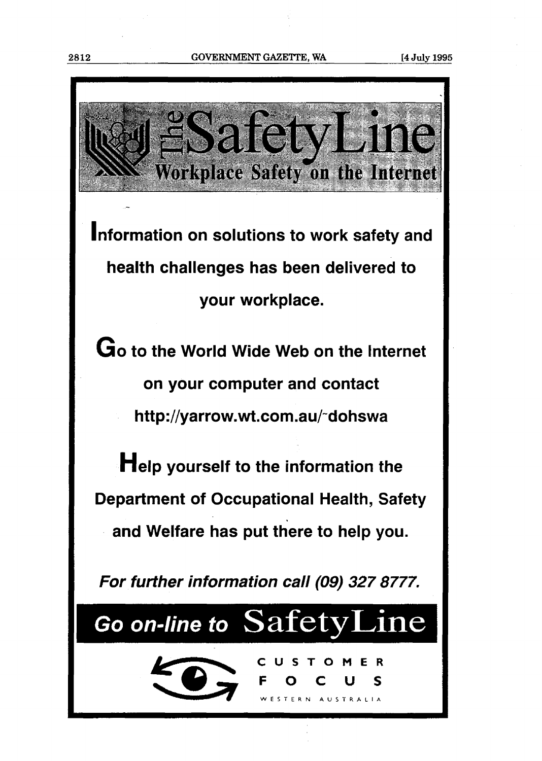# The SafetyLine

## Workplace Safety on the Internet

**Information on solutions to work safety and health challenges has been delivered to your workplace.**

**Go to the World Wide Web on the Internet on your computer and contact http://yarrow.wt.com.au/~dohswa**

**Help yourself to the information the Department of Occupational Health, Safety and Welfare has put there to help you.**

***For further information call (09) 327 8777.***

## Go on-line to SafetyLine

CUSTOMER FOCUS

WESTERN AUSTRALIA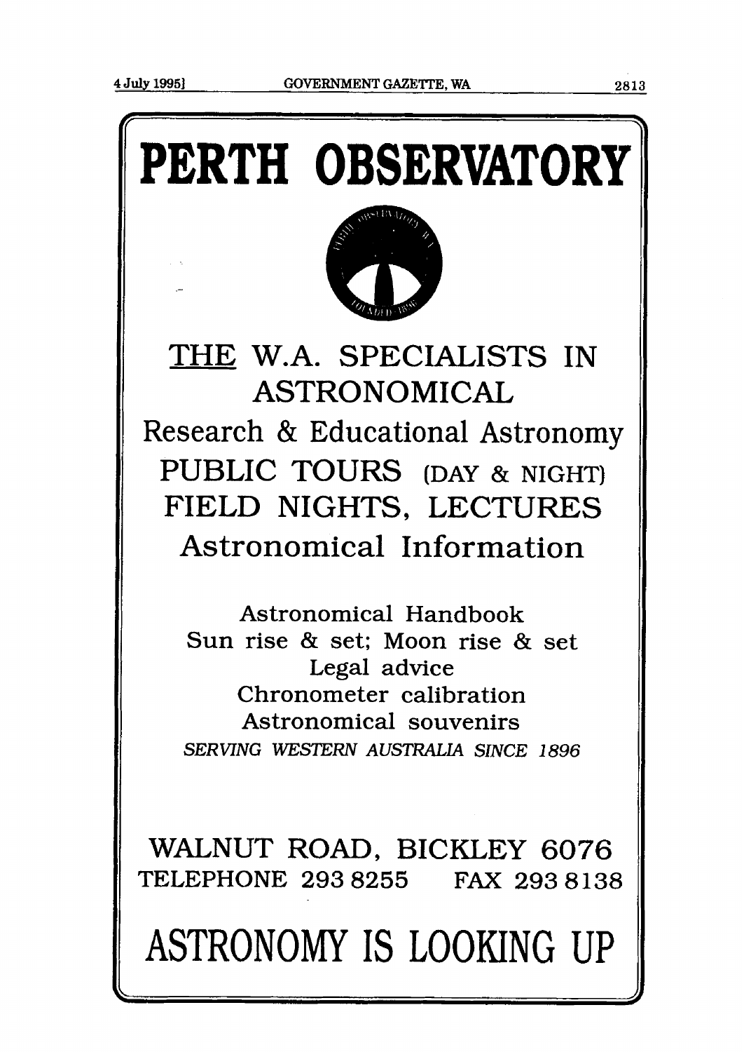# PERTH OBSERVATORY

## <u>THE</u> W.A. SPECIALISTS IN ASTRONOMICAL

Research & Educational Astronomy

PUBLIC TOURS (DAY & NIGHT)

FIELD NIGHTS, LECTURES

Astronomical Information

Astronomical Handbook

Sun rise & set; Moon rise & set

Legal advice

Chronometer calibration

Astronomical souvenirs

*SERVING WESTERN AUSTRALIA SINCE 1896*

WALNUT ROAD, BICKLEY 6076

TELEPHONE 293 8255 FAX 293 8138

# ASTRONOMY IS LOOKING UP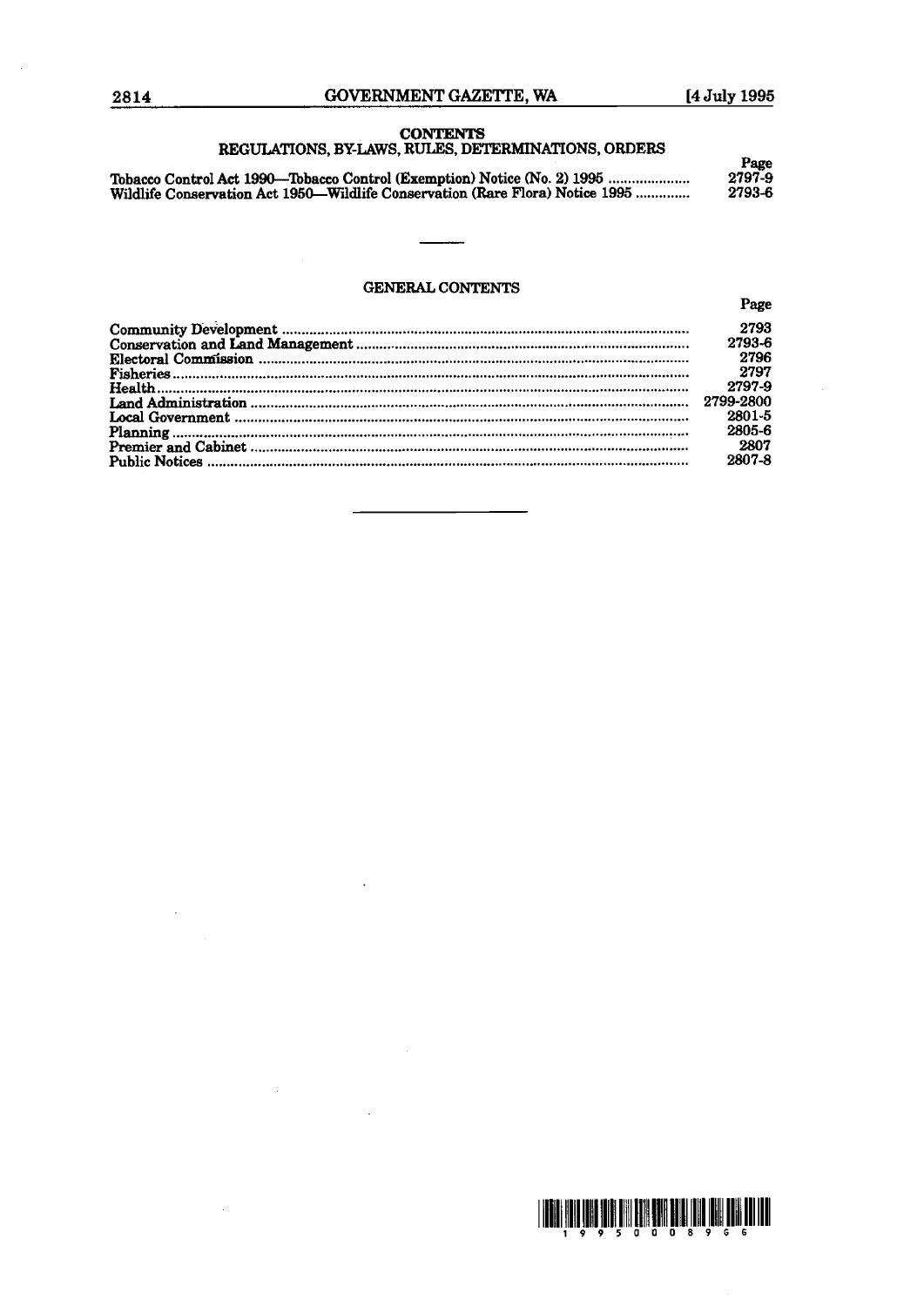# CONTENTS

## REGULATIONS, BY-LAWS, RULES, DETERMINATIONS, ORDERS

| | Page |
|---|---|
| Tobacco Control Act 1990—Tobacco Control (Exemption) Notice (No. 2) 1995 | 2797-9 |
| Wildlife Conservation Act 1950—Wildlife Conservation (Rare Flora) Notice 1995 | 2793-6 |

---

## GENERAL CONTENTS

| | Page |
|---|---|
| Community Development | 2793 |
| Conservation and Land Management | 2793-6 |
| Electoral Commission | 2796 |
| Fisheries | 2797 |
| Health | 2797-9 |
| Land Administration | 2799-2800 |
| Local Government | 2801-5 |
| Planning | 2805-6 |
| Premier and Cabinet | 2807 |
| Public Notices | 2807-8 |

---

1 9 9 5 0 0 0 8 9 6 6